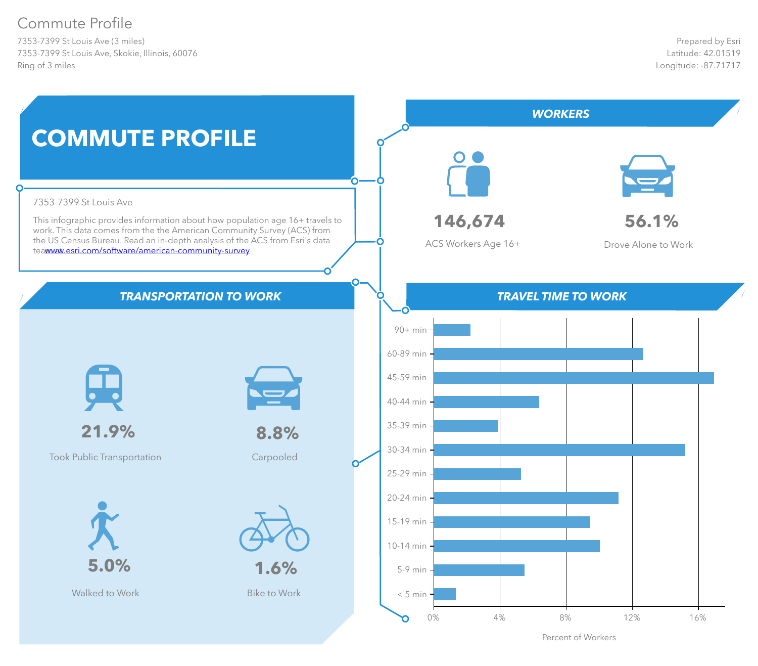# Commute Profile

7353-7399 St Louis Ave (3 miles)
7353-7399 St Louis Ave, Skokie, Illinois, 60076
Ring of 3 miles

Prepared by Esri
Latitude: 42.01519
Longitude: -87.71717

## COMMUTE PROFILE

7353-7399 St Louis Ave

This infographic provides information about how population age 16+ travels to work. This data comes from the the American Community Survey (ACS) from the US Census Bureau. Read an in-depth analysis of the ACS from Esri's data teawww.esri.com/software/american-community-survey

## WORKERS

**146,674**
ACS Workers Age 16+

**56.1%**
Drove Alone to Work

## TRANSPORTATION TO WORK

**21.9%**
Took Public Transportation

**8.8%**
Carpooled

**5.0%**
Walked to Work

**1.6%**
Bike to Work

## TRAVEL TIME TO WORK

| Travel Time | Percent of Workers (approx.) |
| --- | --- |
| 90+ min | 2.2% |
| 60-89 min | 12.7% |
| 45-59 min | 17.0% |
| 40-44 min | 6.4% |
| 35-39 min | 3.9% |
| 30-34 min | 15.2% |
| 25-29 min | 5.3% |
| 20-24 min | 11.2% |
| 15-19 min | 9.5% |
| 10-14 min | 10.1% |
| 5-9 min | 5.5% |
| < 5 min | 1.3% |

Percent of Workers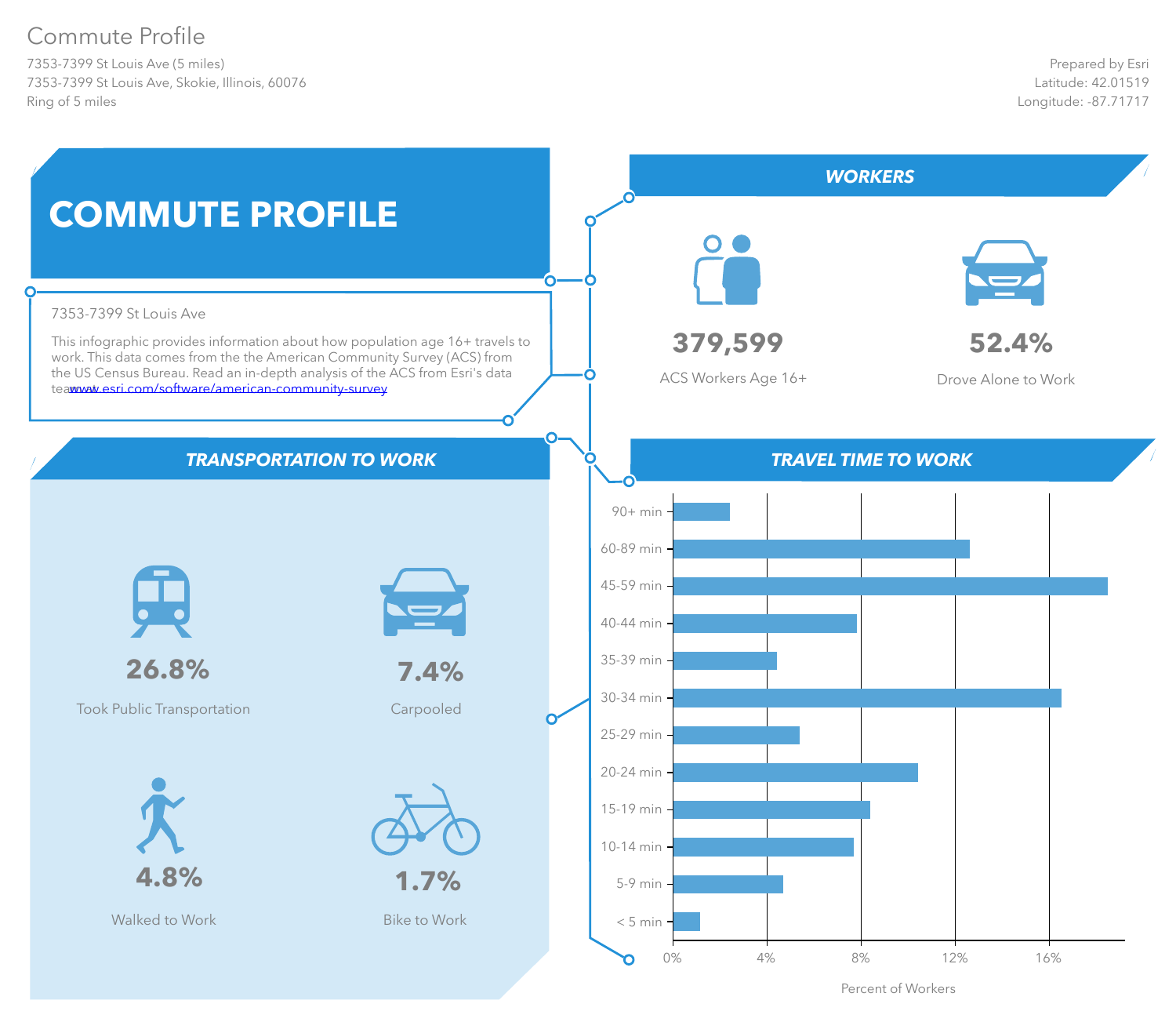# Commute Profile

7353-7399 St Louis Ave (5 miles)
7353-7399 St Louis Ave, Skokie, Illinois, 60076
Ring of 5 miles

Prepared by Esri
Latitude: 42.01519
Longitude: -87.71717

## COMMUTE PROFILE

7353-7399 St Louis Ave

This infographic provides information about how population age 16+ travels to work. This data comes from the the American Community Survey (ACS) from the US Census Bureau. Read an in-depth analysis of the ACS from Esri's data teawww.esri.com/software/american-community-survey

## WORKERS

**379,599**
ACS Workers Age 16+

**52.4%**
Drove Alone to Work

## TRANSPORTATION TO WORK

**26.8%**
Took Public Transportation

**7.4%**
Carpooled

**4.8%**
Walked to Work

**1.7%**
Bike to Work

## TRAVEL TIME TO WORK

| Travel Time | Percent of Workers (approx.) |
| --- | --- |
| 90+ min | 2.4% |
| 60-89 min | 12.6% |
| 45-59 min | 18.5% |
| 40-44 min | 7.8% |
| 35-39 min | 4.4% |
| 30-34 min | 16.5% |
| 25-29 min | 5.4% |
| 20-24 min | 10.4% |
| 15-19 min | 8.4% |
| 10-14 min | 7.7% |
| 5-9 min | 4.7% |
| < 5 min | 1.1% |

Percent of Workers (axis: 0%, 4%, 8%, 12%, 16%)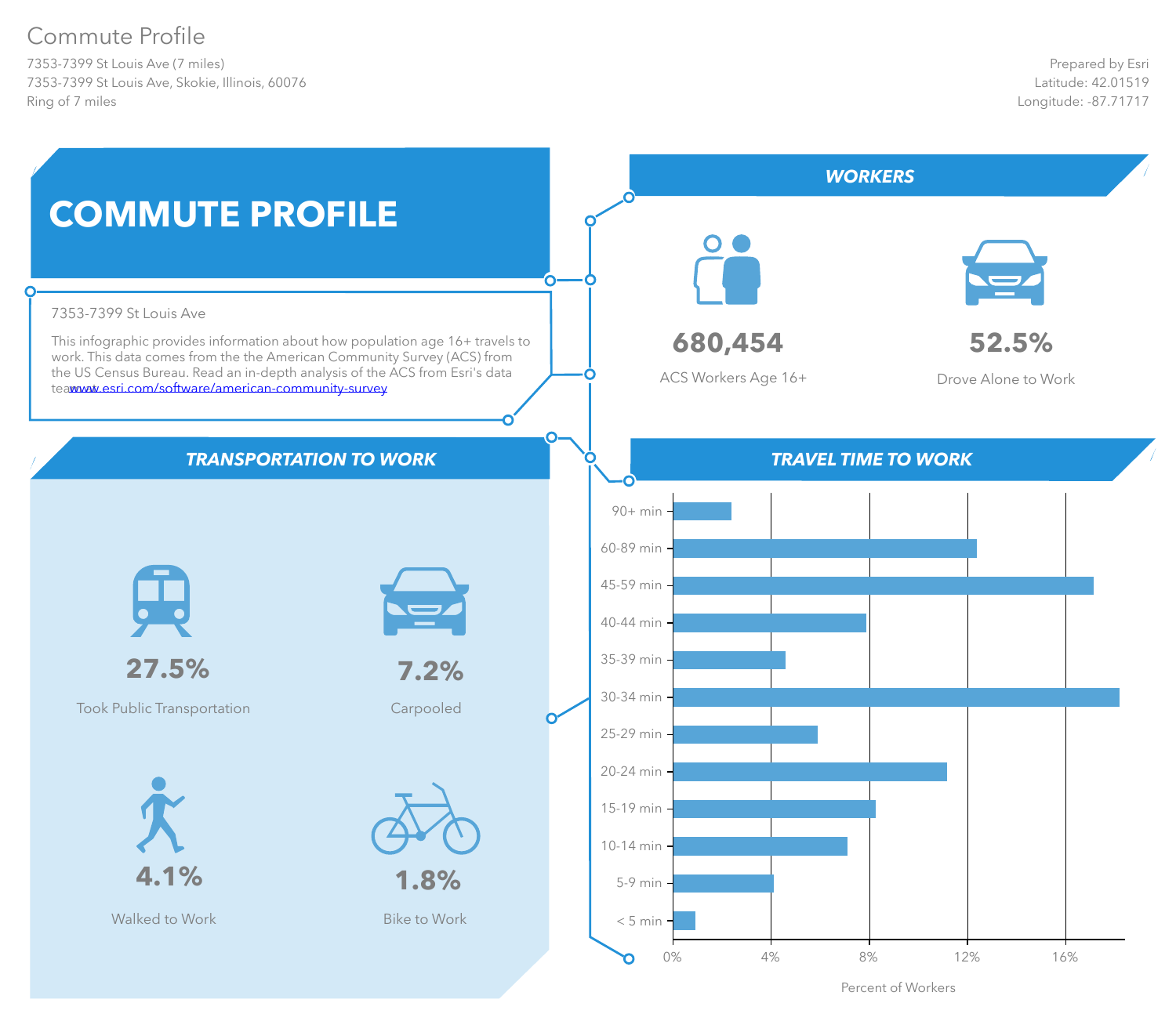# Commute Profile

7353-7399 St Louis Ave (7 miles)
7353-7399 St Louis Ave, Skokie, Illinois, 60076
Ring of 7 miles

Prepared by Esri
Latitude: 42.01519
Longitude: -87.71717

## COMMUTE PROFILE

7353-7399 St Louis Ave

This infographic provides information about how population age 16+ travels to work. This data comes from the the American Community Survey (ACS) from the US Census Bureau. Read an in-depth analysis of the ACS from Esri's data teawww.esri.com/software/american-community-survey

## WORKERS

**680,454**
ACS Workers Age 16+

**52.5%**
Drove Alone to Work

## TRANSPORTATION TO WORK

**27.5%**
Took Public Transportation

**7.2%**
Carpooled

**4.1%**
Walked to Work

**1.8%**
Bike to Work

## TRAVEL TIME TO WORK

| Travel Time | Percent of Workers (approx.) |
|---|---|
| 90+ min | 2.4% |
| 60-89 min | 12.4% |
| 45-59 min | 17.2% |
| 40-44 min | 7.9% |
| 35-39 min | 4.6% |
| 30-34 min | 18.2% |
| 25-29 min | 5.9% |
| 20-24 min | 11.2% |
| 15-19 min | 8.3% |
| 10-14 min | 7.1% |
| 5-9 min | 4.1% |
| < 5 min | 0.9% |

Percent of Workers (axis: 0%, 4%, 8%, 12%, 16%)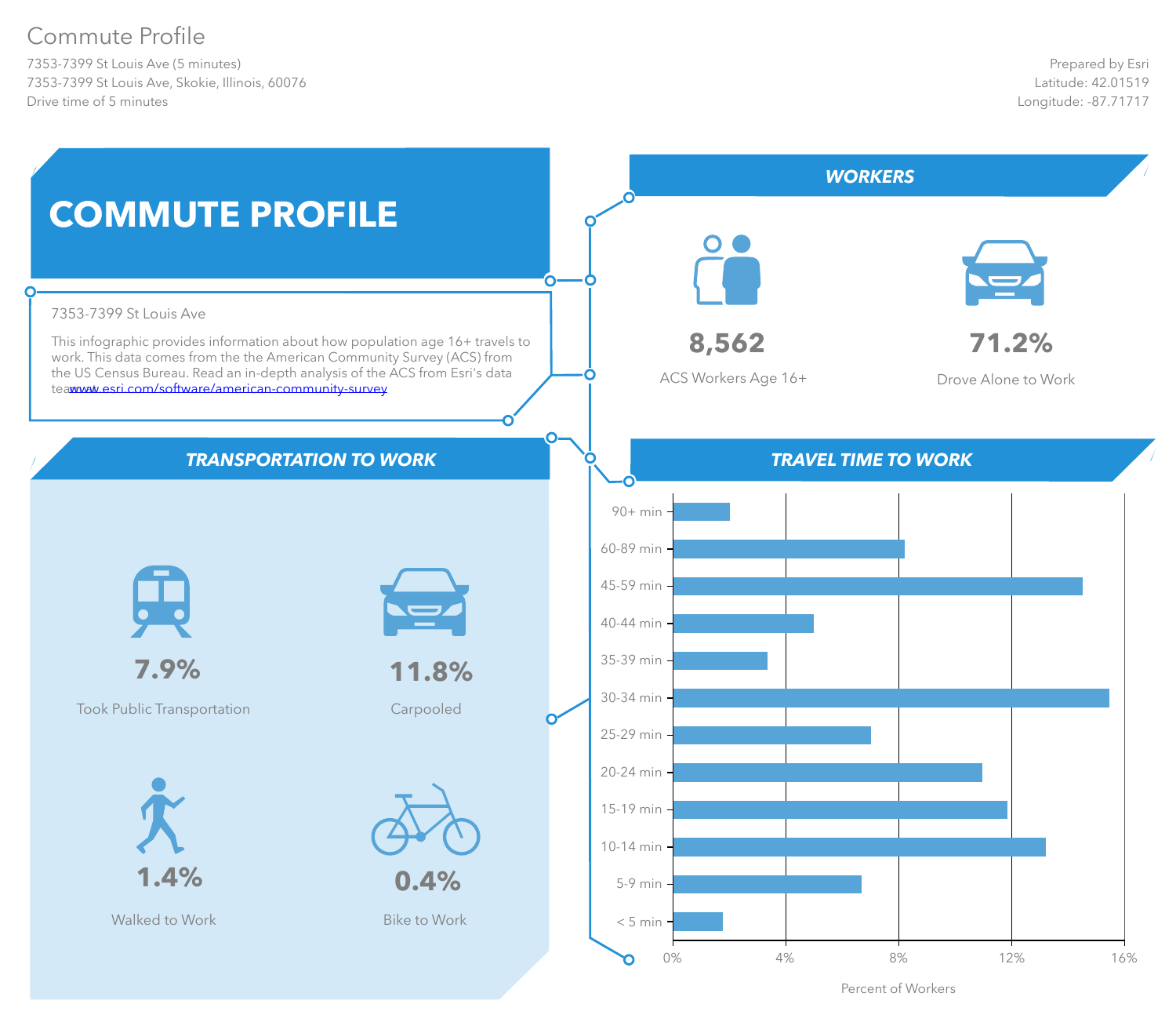# Commute Profile

7353-7399 St Louis Ave (5 minutes)
7353-7399 St Louis Ave, Skokie, Illinois, 60076
Drive time of 5 minutes

Prepared by Esri
Latitude: 42.01519
Longitude: -87.71717

## COMMUTE PROFILE

7353-7399 St Louis Ave

This infographic provides information about how population age 16+ travels to work. This data comes from the the American Community Survey (ACS) from the US Census Bureau. Read an in-depth analysis of the ACS from Esri's data teawww.esri.com/software/american-community-survey

## WORKERS

**8,562**
ACS Workers Age 16+

**71.2%**
Drove Alone to Work

## TRANSPORTATION TO WORK

**7.9%**
Took Public Transportation

**11.8%**
Carpooled

**1.4%**
Walked to Work

**0.4%**
Bike to Work

## TRAVEL TIME TO WORK

| Travel Time | Percent of Workers (approx.) |
|---|---|
| 90+ min | 2% |
| 60-89 min | 8.2% |
| 45-59 min | 14.5% |
| 40-44 min | 5% |
| 35-39 min | 3.3% |
| 30-34 min | 15.5% |
| 25-29 min | 7% |
| 20-24 min | 11% |
| 15-19 min | 11.9% |
| 10-14 min | 13.2% |
| 5-9 min | 6.7% |
| < 5 min | 1.8% |

Percent of Workers (0%, 4%, 8%, 12%, 16%)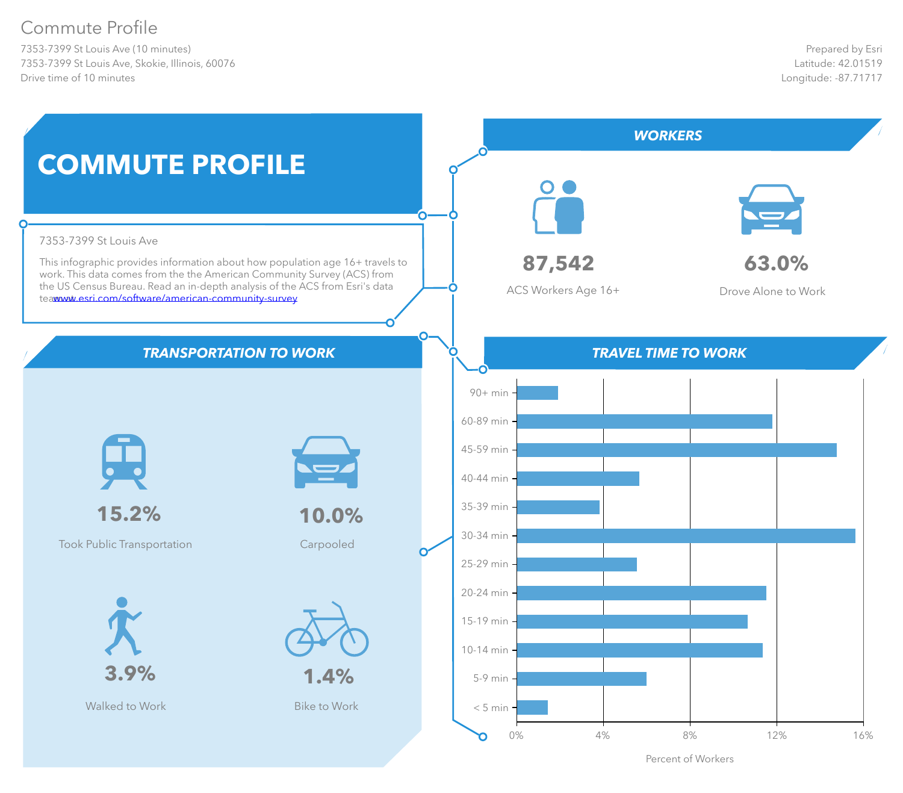# Commute Profile

7353-7399 St Louis Ave (10 minutes)
7353-7399 St Louis Ave, Skokie, Illinois, 60076
Drive time of 10 minutes

Prepared by Esri
Latitude: 42.01519
Longitude: -87.71717

## COMMUTE PROFILE

7353-7399 St Louis Ave

This infographic provides information about how population age 16+ travels to work. This data comes from the the American Community Survey (ACS) from the US Census Bureau. Read an in-depth analysis of the ACS from Esri's data team www.esri.com/software/american-community-survey

## WORKERS

**87,542**
ACS Workers Age 16+

**63.0%**
Drove Alone to Work

## TRANSPORTATION TO WORK

**15.2%**
Took Public Transportation

**10.0%**
Carpooled

**3.9%**
Walked to Work

**1.4%**
Bike to Work

## TRAVEL TIME TO WORK

Categories (Percent of Workers, axis 0%–16%): 90+ min, 60-89 min, 45-59 min, 40-44 min, 35-39 min, 30-34 min, 25-29 min, 20-24 min, 15-19 min, 10-14 min, 5-9 min, < 5 min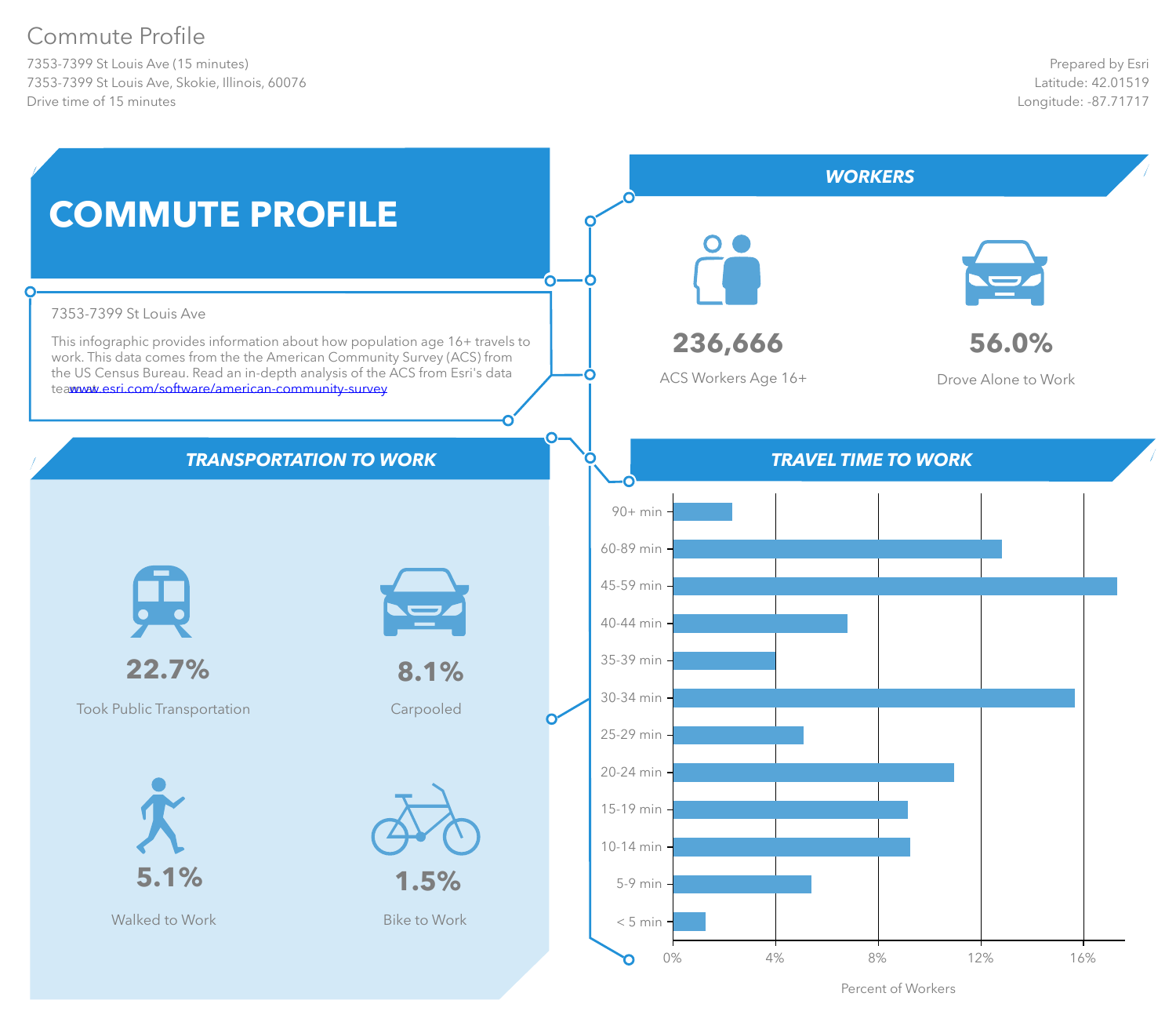# Commute Profile

7353-7399 St Louis Ave (15 minutes)
7353-7399 St Louis Ave, Skokie, Illinois, 60076
Drive time of 15 minutes

Prepared by Esri
Latitude: 42.01519
Longitude: -87.71717

## COMMUTE PROFILE

7353-7399 St Louis Ave

This infographic provides information about how population age 16+ travels to work. This data comes from the the American Community Survey (ACS) from the US Census Bureau. Read an in-depth analysis of the ACS from Esri's data teawww.esri.com/software/american-community-survey

## WORKERS

**236,666**
ACS Workers Age 16+

**56.0%**
Drove Alone to Work

## TRANSPORTATION TO WORK

**22.7%**
Took Public Transportation

**8.1%**
Carpooled

**5.1%**
Walked to Work

**1.5%**
Bike to Work

## TRAVEL TIME TO WORK

| Travel Time | Percent of Workers (approx.) |
|---|---|
| 90+ min | ~2.3% |
| 60-89 min | ~12.8% |
| 45-59 min | ~17.3% |
| 40-44 min | ~6.8% |
| 35-39 min | ~4.0% |
| 30-34 min | ~15.7% |
| 25-29 min | ~5.1% |
| 20-24 min | ~11.0% |
| 15-19 min | ~9.2% |
| 10-14 min | ~9.3% |
| 5-9 min | ~5.4% |
| < 5 min | ~1.3% |

Percent of Workers (axis: 0%, 4%, 8%, 12%, 16%)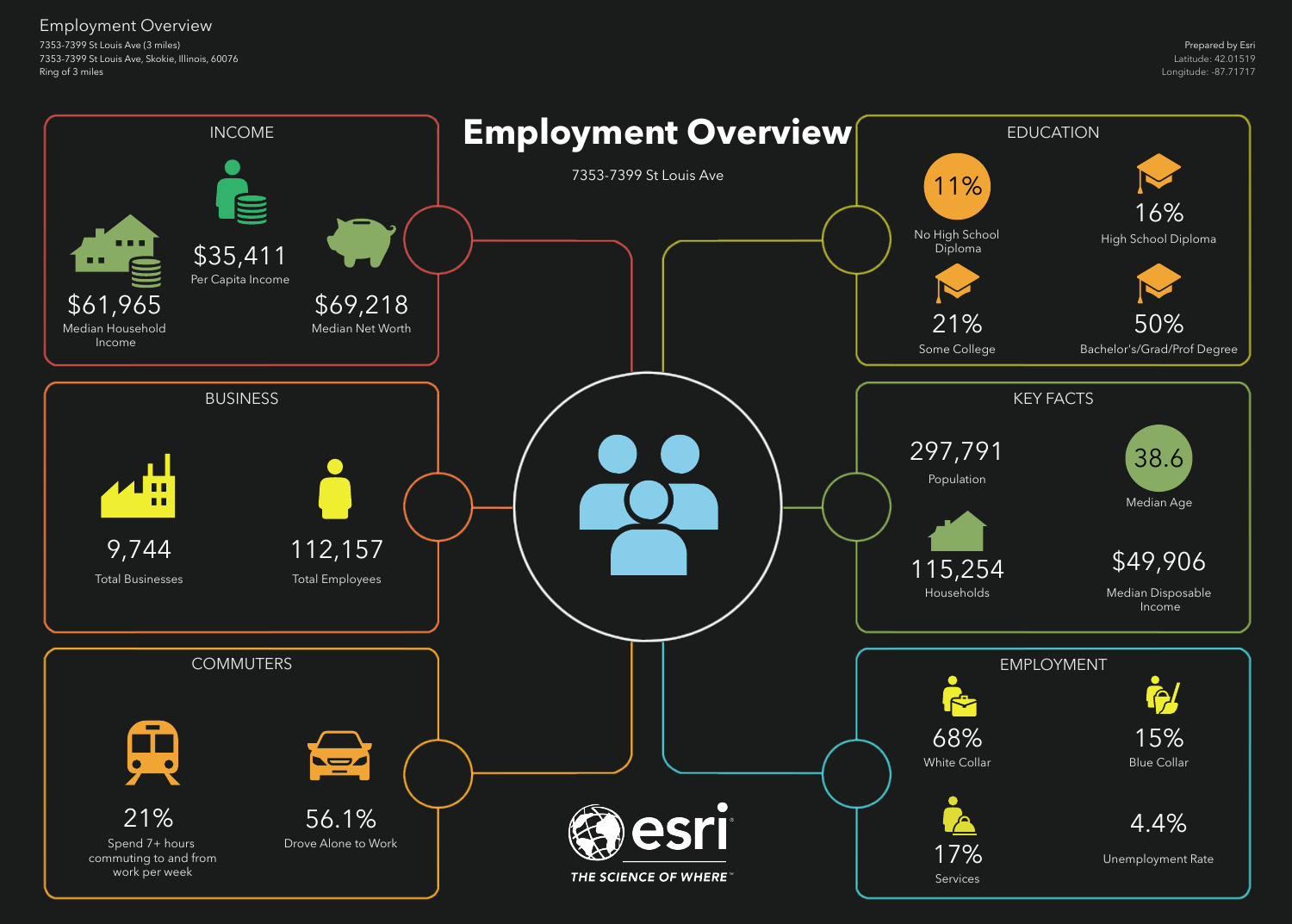# Employment Overview

7353-7399 St Louis Ave (3 miles)
7353-7399 St Louis Ave, Skokie, Illinois, 60076
Ring of 3 miles

Prepared by Esri
Latitude: 42.01519
Longitude: -87.71717

## Employment Overview

7353-7399 St Louis Ave

### INCOME

- $61,965 — Median Household Income
- $35,411 — Per Capita Income
- $69,218 — Median Net Worth

### EDUCATION

- 11% — No High School Diploma
- 16% — High School Diploma
- 21% — Some College
- 50% — Bachelor's/Grad/Prof Degree

### BUSINESS

- 9,744 — Total Businesses
- 112,157 — Total Employees

### KEY FACTS

- 297,791 — Population
- 38.6 — Median Age
- 115,254 — Households
- $49,906 — Median Disposable Income

### COMMUTERS

- 21% — Spend 7+ hours commuting to and from work per week
- 56.1% — Drove Alone to Work

### EMPLOYMENT

- 68% — White Collar
- 15% — Blue Collar
- 17% — Services
- 4.4% — Unemployment Rate

esri
THE SCIENCE OF WHERE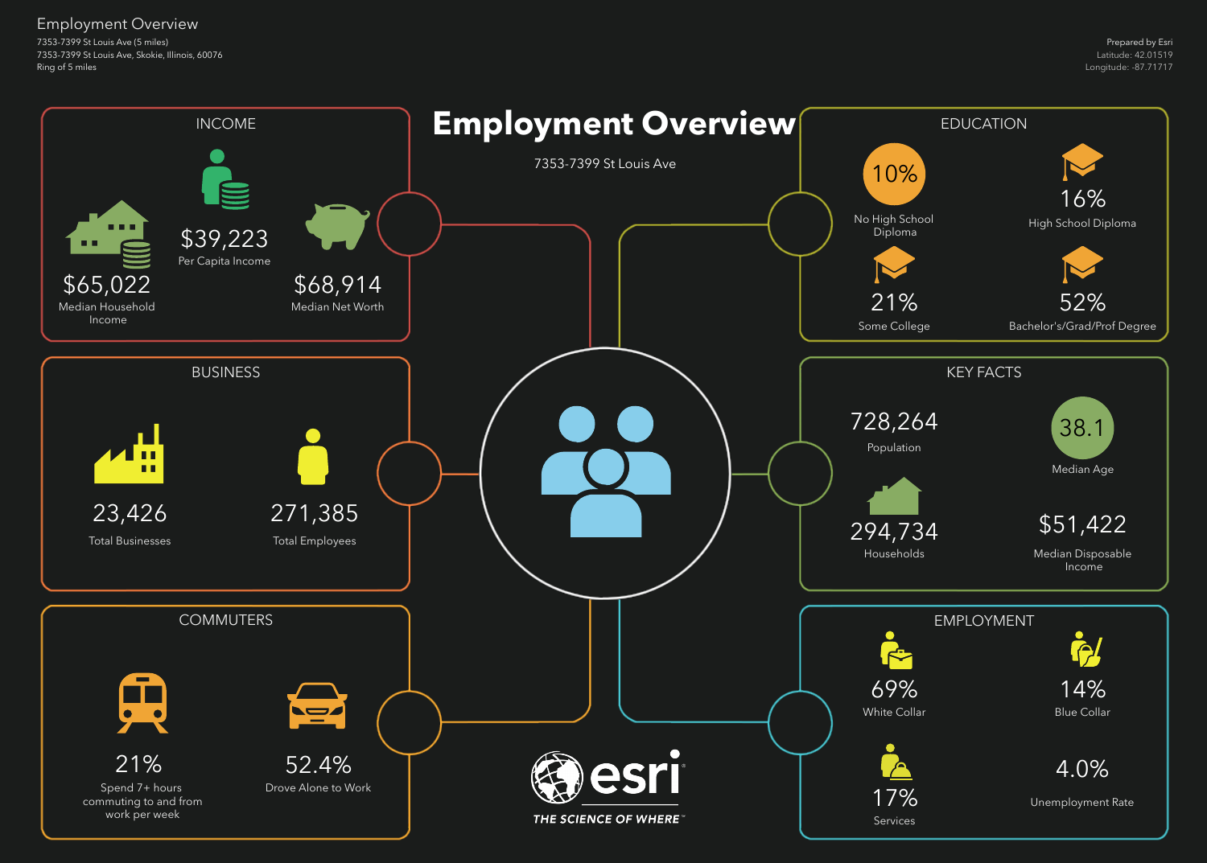Employment Overview

7353-7399 St Louis Ave (5 miles)
7353-7399 St Louis Ave, Skokie, Illinois, 60076
Ring of 5 miles

Prepared by Esri
Latitude: 42.01519
Longitude: -87.71717

# Employment Overview

7353-7399 St Louis Ave

## INCOME

$65,022
Median Household Income

$39,223
Per Capita Income

$68,914
Median Net Worth

## EDUCATION

10%
No High School Diploma

16%
High School Diploma

21%
Some College

52%
Bachelor's/Grad/Prof Degree

## BUSINESS

23,426
Total Businesses

271,385
Total Employees

## KEY FACTS

728,264
Population

38.1
Median Age

294,734
Households

$51,422
Median Disposable Income

## COMMUTERS

21%
Spend 7+ hours commuting to and from work per week

52.4%
Drove Alone to Work

## EMPLOYMENT

69%
White Collar

14%
Blue Collar

17%
Services

4.0%
Unemployment Rate

esri
THE SCIENCE OF WHERE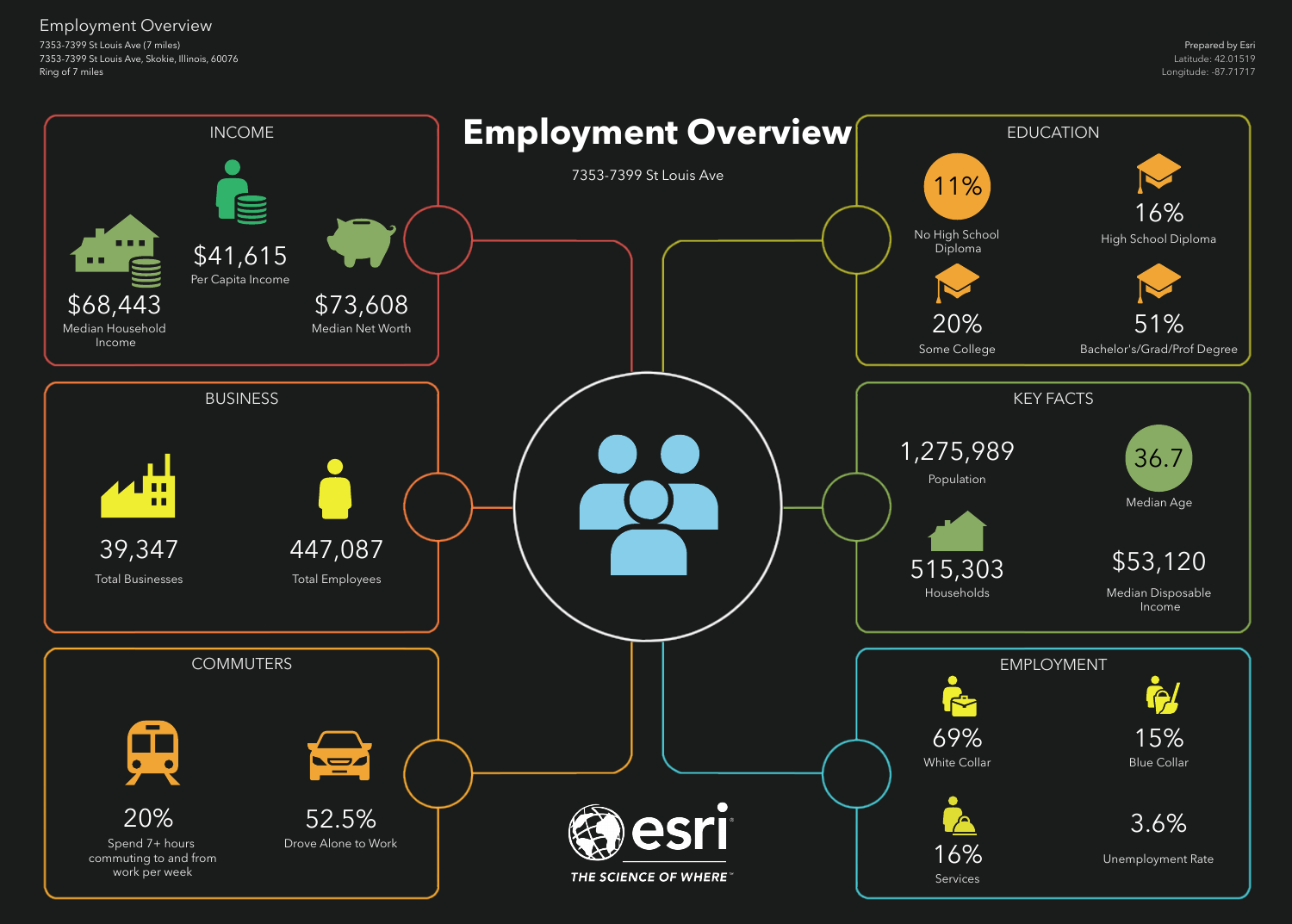Employment Overview
7353-7399 St Louis Ave (7 miles)
7353-7399 St Louis Ave, Skokie, Illinois, 60076
Ring of 7 miles

Prepared by Esri
Latitude: 42.01519
Longitude: -87.71717

# Employment Overview

7353-7399 St Louis Ave

## INCOME

- $68,443 Median Household Income
- $41,615 Per Capita Income
- $73,608 Median Net Worth

## EDUCATION

- 11% No High School Diploma
- 16% High School Diploma
- 20% Some College
- 51% Bachelor's/Grad/Prof Degree

## BUSINESS

- 39,347 Total Businesses
- 447,087 Total Employees

## KEY FACTS

- 1,275,989 Population
- 36.7 Median Age
- 515,303 Households
- $53,120 Median Disposable Income

## COMMUTERS

- 20% Spend 7+ hours commuting to and from work per week
- 52.5% Drove Alone to Work

## EMPLOYMENT

- 69% White Collar
- 15% Blue Collar
- 16% Services
- 3.6% Unemployment Rate

esri
THE SCIENCE OF WHERE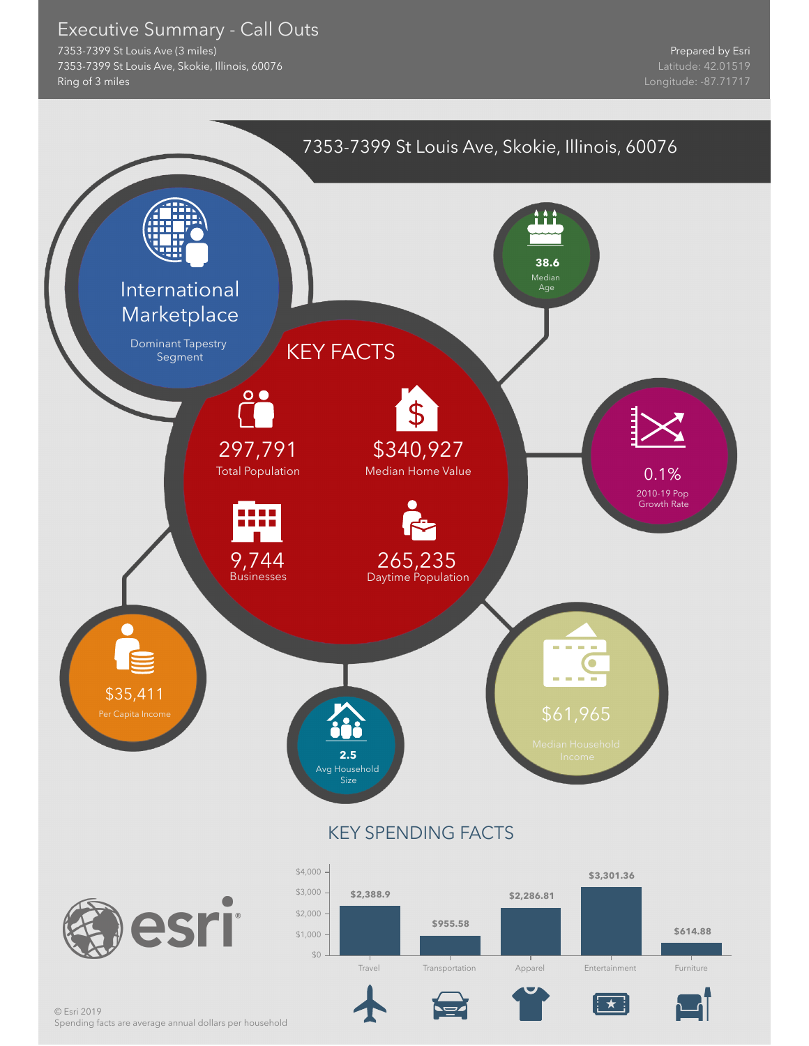# Executive Summary - Call Outs

7353-7399 St Louis Ave (3 miles)
7353-7399 St Louis Ave, Skokie, Illinois, 60076
Ring of 3 miles

Prepared by Esri
Latitude: 42.01519
Longitude: -87.71717

## 7353-7399 St Louis Ave, Skokie, Illinois, 60076

**International Marketplace**
Dominant Tapestry Segment

**38.6**
Median Age

## KEY FACTS

**297,791**
Total Population

**$340,927**
Median Home Value

**9,744**
Businesses

**265,235**
Daytime Population

**0.1%**
2010-19 Pop Growth Rate

**$35,411**
Per Capita Income

**2.5**
Avg Household Size

**$61,965**
Median Household Income

## KEY SPENDING FACTS

| Category | Amount |
|---|---|
| Travel | $2,388.9 |
| Transportation | $955.58 |
| Apparel | $2,286.81 |
| Entertainment | $3,301.36 |
| Furniture | $614.88 |

© Esri 2019
Spending facts are average annual dollars per household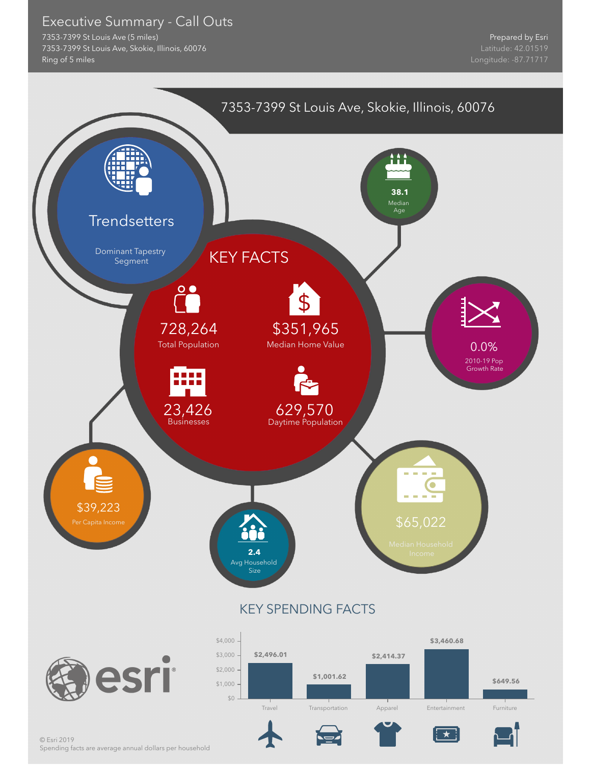# Executive Summary - Call Outs

7353-7399 St Louis Ave (5 miles)
7353-7399 St Louis Ave, Skokie, Illinois, 60076
Ring of 5 miles

Prepared by Esri
Latitude: 42.01519
Longitude: -87.71717

## 7353-7399 St Louis Ave, Skokie, Illinois, 60076

**Trendsetters**
Dominant Tapestry Segment

**38.1**
Median Age

## KEY FACTS

**728,264**
Total Population

**$351,965**
Median Home Value

**23,426**
Businesses

**629,570**
Daytime Population

**0.0%**
2010-19 Pop Growth Rate

**$39,223**
Per Capita Income

**2.4**
Avg Household Size

**$65,022**
Median Household Income

## KEY SPENDING FACTS

| Category | Amount |
|---|---|
| Travel | $2,496.01 |
| Transportation | $1,001.62 |
| Apparel | $2,414.37 |
| Entertainment | $3,460.68 |
| Furniture | $649.56 |

© Esri 2019
Spending facts are average annual dollars per household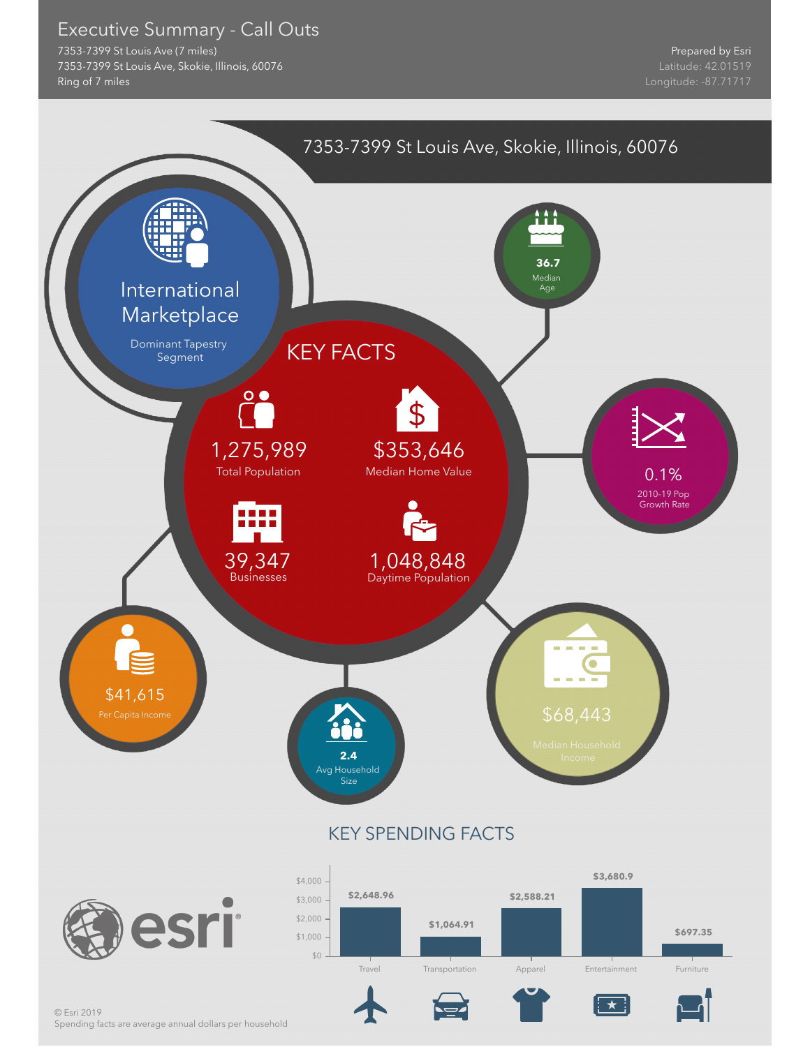# Executive Summary - Call Outs

7353-7399 St Louis Ave (7 miles)
7353-7399 St Louis Ave, Skokie, Illinois, 60076
Ring of 7 miles

Prepared by Esri
Latitude: 42.01519
Longitude: -87.71717

## 7353-7399 St Louis Ave, Skokie, Illinois, 60076

**International Marketplace**
Dominant Tapestry Segment

**36.7**
Median Age

## KEY FACTS

1,275,989
Total Population

$353,646
Median Home Value

39,347
Businesses

1,048,848
Daytime Population

0.1%
2010-19 Pop Growth Rate

$41,615
Per Capita Income

**2.4**
Avg Household Size

$68,443
Median Household Income

## KEY SPENDING FACTS

| Category | Amount |
|---|---|
| Travel | $2,648.96 |
| Transportation | $1,064.91 |
| Apparel | $2,588.21 |
| Entertainment | $3,680.9 |
| Furniture | $697.35 |

© Esri 2019
Spending facts are average annual dollars per household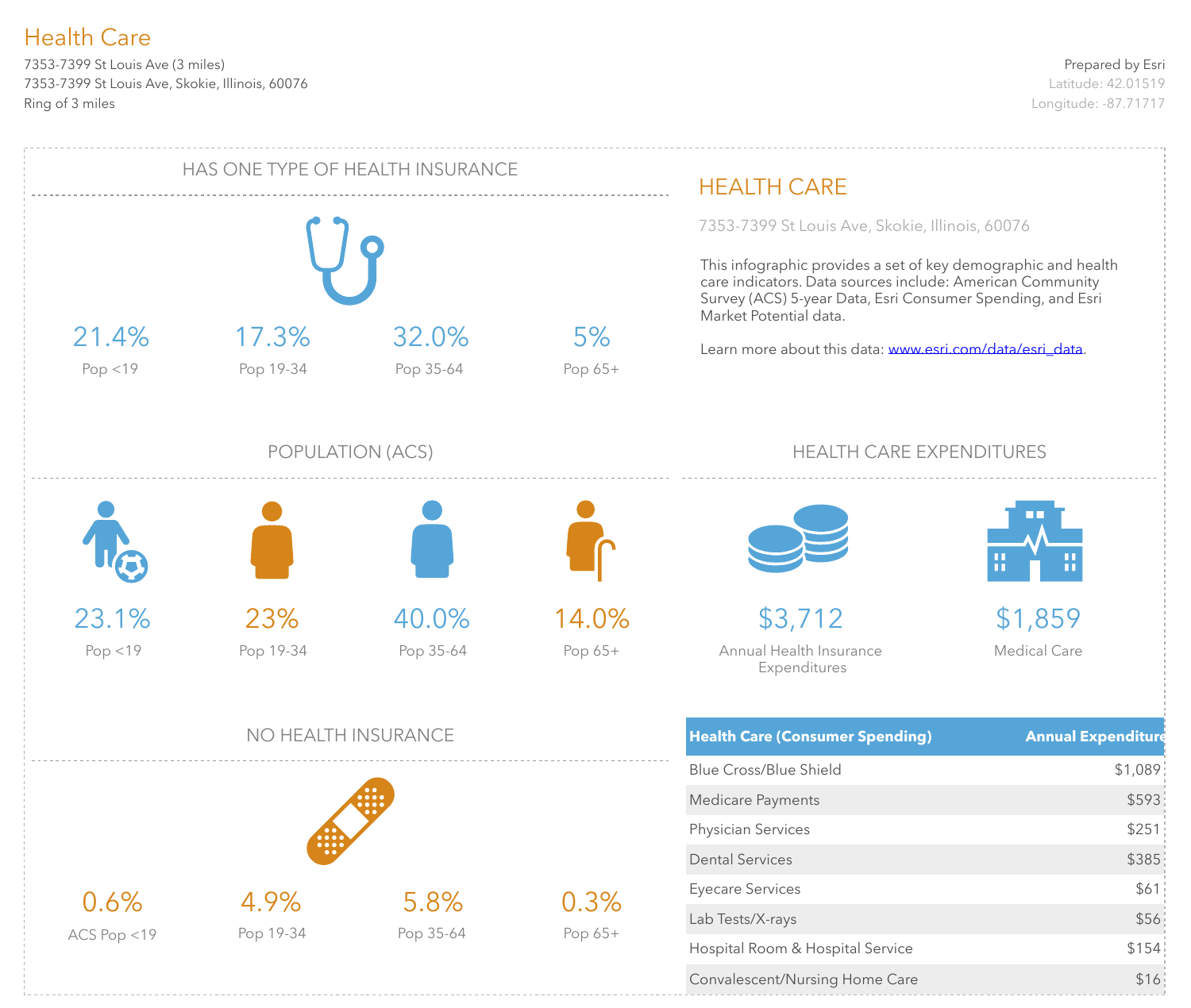# Health Care

7353-7399 St Louis Ave (3 miles)
7353-7399 St Louis Ave, Skokie, Illinois, 60076
Ring of 3 miles

Prepared by Esri
Latitude: 42.01519
Longitude: -87.71717

## HAS ONE TYPE OF HEALTH INSURANCE

| 21.4% | 17.3% | 32.0% | 5% |
|---|---|---|---|
| Pop <19 | Pop 19-34 | Pop 35-64 | Pop 65+ |

## POPULATION (ACS)

| 23.1% | 23% | 40.0% | 14.0% |
|---|---|---|---|
| Pop <19 | Pop 19-34 | Pop 35-64 | Pop 65+ |

## NO HEALTH INSURANCE

| 0.6% | 4.9% | 5.8% | 0.3% |
|---|---|---|---|
| ACS Pop <19 | Pop 19-34 | Pop 35-64 | Pop 65+ |

## HEALTH CARE

7353-7399 St Louis Ave, Skokie, Illinois, 60076

This infographic provides a set of key demographic and health care indicators. Data sources include: American Community Survey (ACS) 5-year Data, Esri Consumer Spending, and Esri Market Potential data.

Learn more about this data: www.esri.com/data/esri_data.

## HEALTH CARE EXPENDITURES

**$3,712**
Annual Health Insurance Expenditures

**$1,859**
Medical Care

| Health Care (Consumer Spending) | Annual Expenditure |
|---|---|
| Blue Cross/Blue Shield | $1,089 |
| Medicare Payments | $593 |
| Physician Services | $251 |
| Dental Services | $385 |
| Eyecare Services | $61 |
| Lab Tests/X-rays | $56 |
| Hospital Room & Hospital Service | $154 |
| Convalescent/Nursing Home Care | $16 |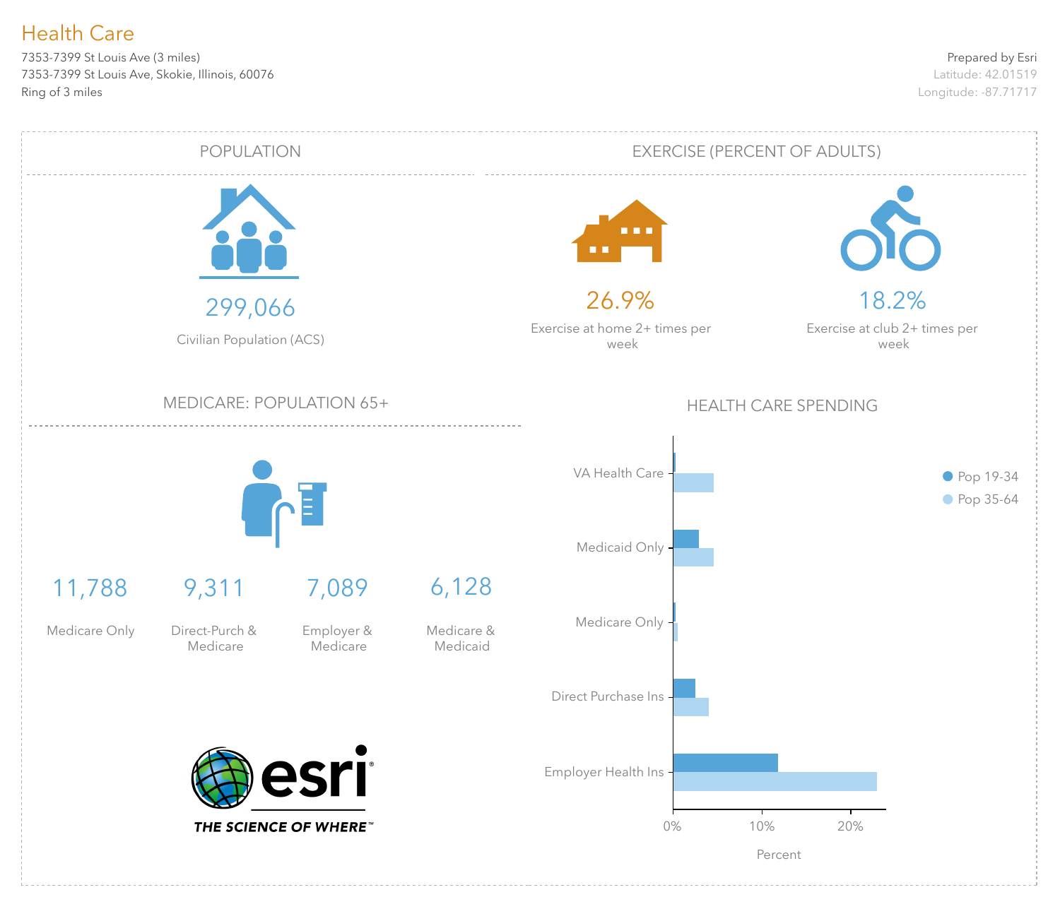# Health Care

7353-7399 St Louis Ave (3 miles)
7353-7399 St Louis Ave, Skokie, Illinois, 60076
Ring of 3 miles

Prepared by Esri
Latitude: 42.01519
Longitude: -87.71717

## POPULATION

**299,066**
Civilian Population (ACS)

## EXERCISE (PERCENT OF ADULTS)

**26.9%**
Exercise at home 2+ times per week

**18.2%**
Exercise at club 2+ times per week

## MEDICARE: POPULATION 65+

| 11,788 | 9,311 | 7,089 | 6,128 |
|---|---|---|---|
| Medicare Only | Direct-Purch & Medicare | Employer & Medicare | Medicare & Medicaid |

## HEALTH CARE SPENDING

Legend: Pop 19-34, Pop 35-64

Categories: VA Health Care, Medicaid Only, Medicare Only, Direct Purchase Ins, Employer Health Ins

Axis: 0%, 10%, 20% — Percent

esri
THE SCIENCE OF WHERE™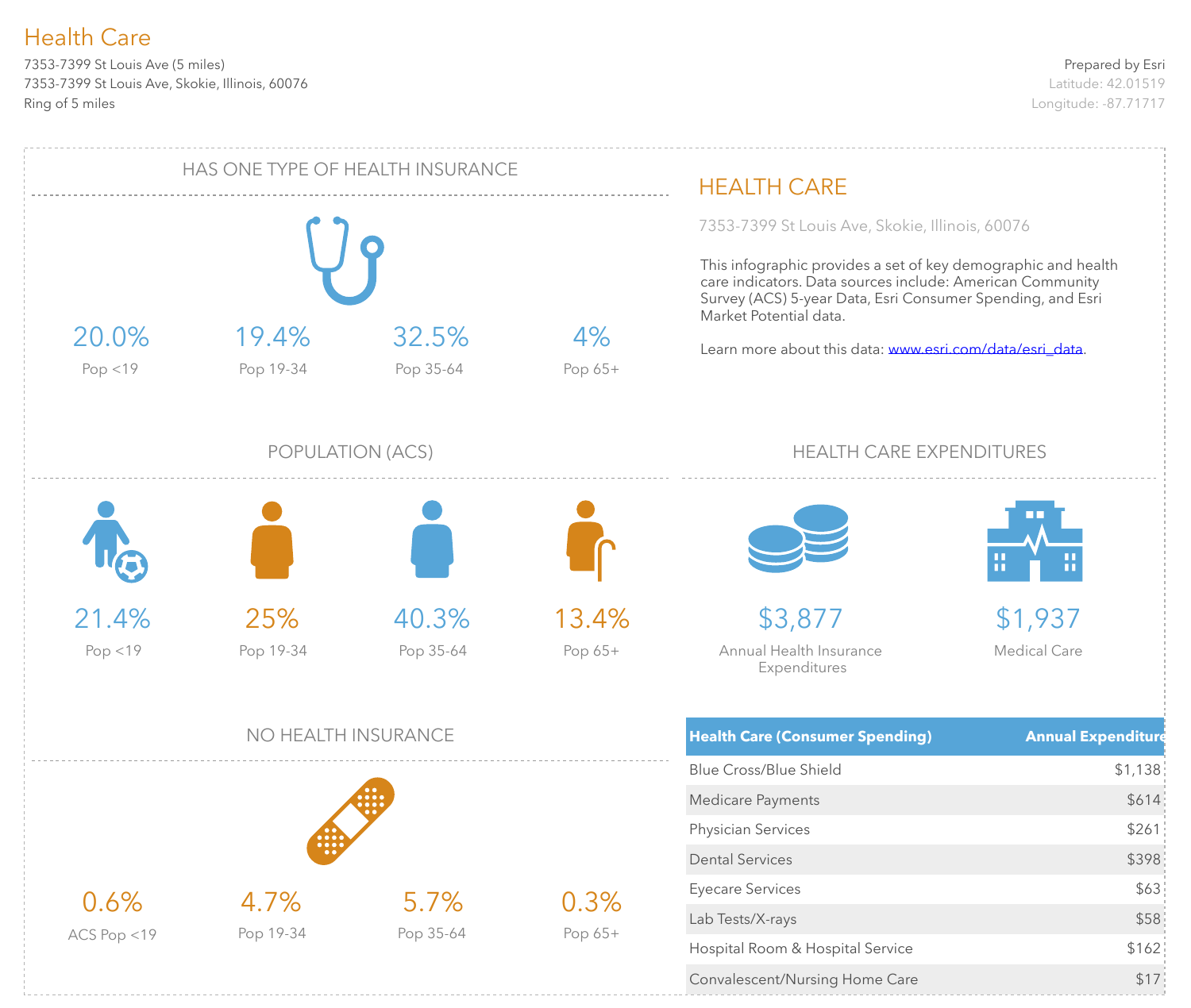# Health Care

7353-7399 St Louis Ave (5 miles)
7353-7399 St Louis Ave, Skokie, Illinois, 60076
Ring of 5 miles

Prepared by Esri
Latitude: 42.01519
Longitude: -87.71717

## HAS ONE TYPE OF HEALTH INSURANCE

| 20.0% | 19.4% | 32.5% | 4% |
|---|---|---|---|
| Pop <19 | Pop 19-34 | Pop 35-64 | Pop 65+ |

## POPULATION (ACS)

| 21.4% | 25% | 40.3% | 13.4% |
|---|---|---|---|
| Pop <19 | Pop 19-34 | Pop 35-64 | Pop 65+ |

## NO HEALTH INSURANCE

| 0.6% | 4.7% | 5.7% | 0.3% |
|---|---|---|---|
| ACS Pop <19 | Pop 19-34 | Pop 35-64 | Pop 65+ |

## HEALTH CARE

7353-7399 St Louis Ave, Skokie, Illinois, 60076

This infographic provides a set of key demographic and health care indicators. Data sources include: American Community Survey (ACS) 5-year Data, Esri Consumer Spending, and Esri Market Potential data.

Learn more about this data: www.esri.com/data/esri_data.

## HEALTH CARE EXPENDITURES

**$3,877**
Annual Health Insurance Expenditures

**$1,937**
Medical Care

| Health Care (Consumer Spending) | Annual Expenditure |
|---|---|
| Blue Cross/Blue Shield | $1,138 |
| Medicare Payments | $614 |
| Physician Services | $261 |
| Dental Services | $398 |
| Eyecare Services | $63 |
| Lab Tests/X-rays | $58 |
| Hospital Room & Hospital Service | $162 |
| Convalescent/Nursing Home Care | $17 |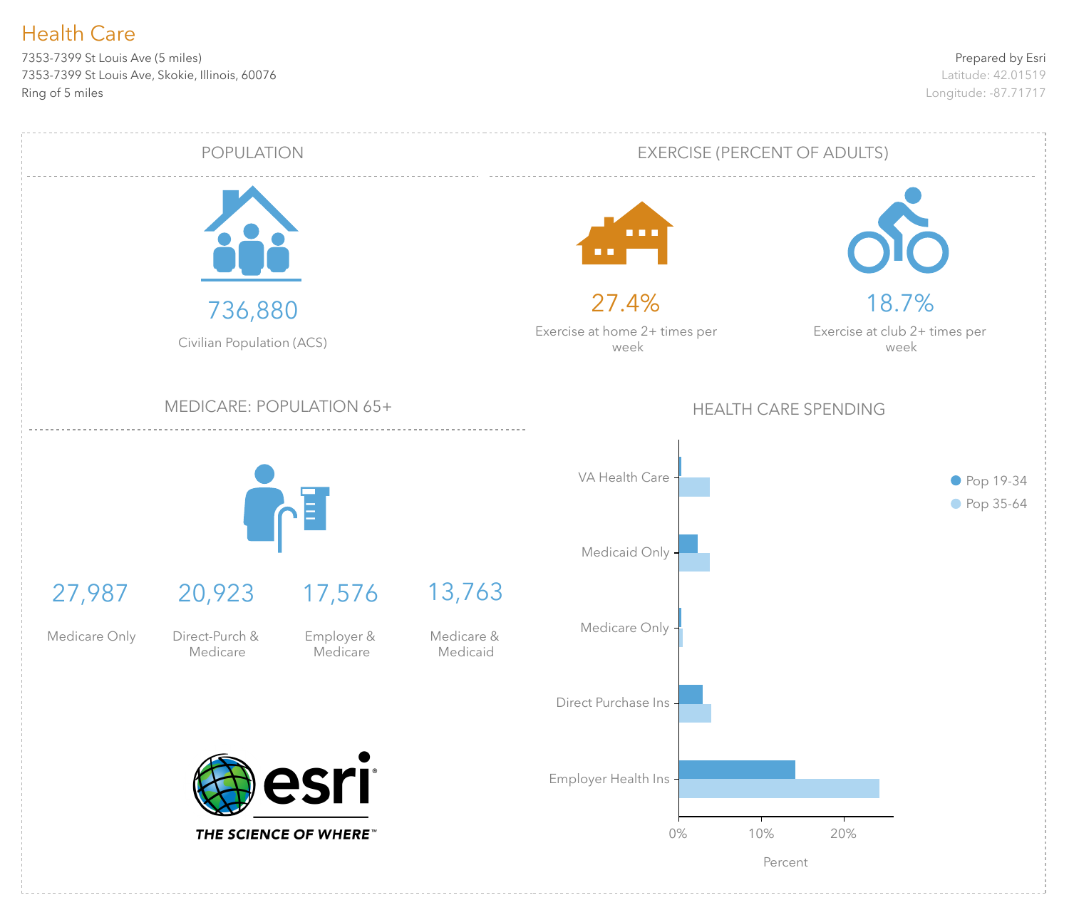# Health Care

7353-7399 St Louis Ave (5 miles)
7353-7399 St Louis Ave, Skokie, Illinois, 60076
Ring of 5 miles

Prepared by Esri
Latitude: 42.01519
Longitude: -87.71717

## POPULATION

736,880

Civilian Population (ACS)

## EXERCISE (PERCENT OF ADULTS)

27.4%

Exercise at home 2+ times per week

18.7%

Exercise at club 2+ times per week

## MEDICARE: POPULATION 65+

| 27,987 | 20,923 | 17,576 | 13,763 |
|---|---|---|---|
| Medicare Only | Direct-Purch & Medicare | Employer & Medicare | Medicare & Medicaid |

## HEALTH CARE SPENDING

Pop 19-34
Pop 35-64

VA Health Care
Medicaid Only
Medicare Only
Direct Purchase Ins
Employer Health Ins

0% 10% 20%

Percent

esri
THE SCIENCE OF WHERE™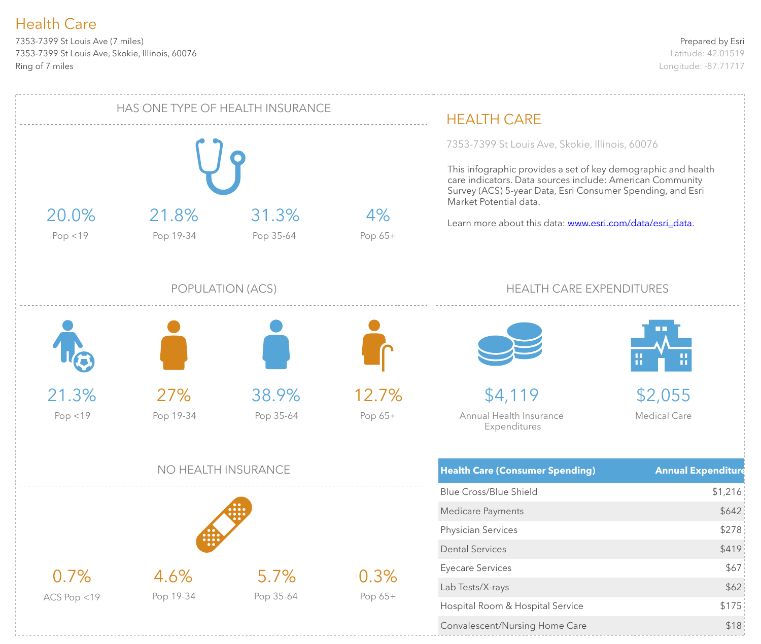# Health Care

7353-7399 St Louis Ave (7 miles)
7353-7399 St Louis Ave, Skokie, Illinois, 60076
Ring of 7 miles

Prepared by Esri
Latitude: 42.01519
Longitude: -87.71717

## HAS ONE TYPE OF HEALTH INSURANCE

| 20.0% | 21.8% | 31.3% | 4% |
|---|---|---|---|
| Pop <19 | Pop 19-34 | Pop 35-64 | Pop 65+ |

## POPULATION (ACS)

| 21.3% | 27% | 38.9% | 12.7% |
|---|---|---|---|
| Pop <19 | Pop 19-34 | Pop 35-64 | Pop 65+ |

## NO HEALTH INSURANCE

| 0.7% | 4.6% | 5.7% | 0.3% |
|---|---|---|---|
| ACS Pop <19 | Pop 19-34 | Pop 35-64 | Pop 65+ |

## HEALTH CARE

7353-7399 St Louis Ave, Skokie, Illinois, 60076

This infographic provides a set of key demographic and health care indicators. Data sources include: American Community Survey (ACS) 5-year Data, Esri Consumer Spending, and Esri Market Potential data.

Learn more about this data: www.esri.com/data/esri_data.

## HEALTH CARE EXPENDITURES

**$4,119** Annual Health Insurance Expenditures

**$2,055** Medical Care

| Health Care (Consumer Spending) | Annual Expenditure |
|---|---|
| Blue Cross/Blue Shield | $1,216 |
| Medicare Payments | $642 |
| Physician Services | $278 |
| Dental Services | $419 |
| Eyecare Services | $67 |
| Lab Tests/X-rays | $62 |
| Hospital Room & Hospital Service | $175 |
| Convalescent/Nursing Home Care | $18 |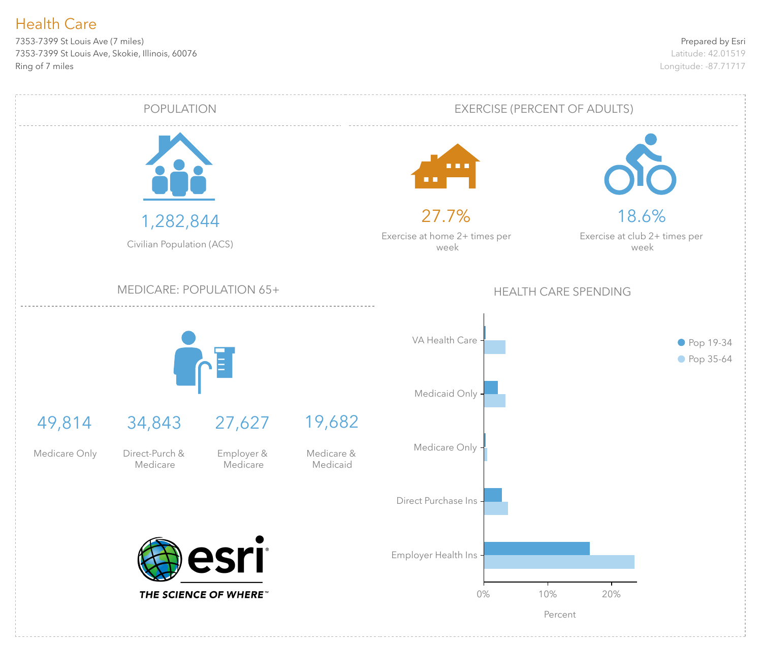# Health Care

7353-7399 St Louis Ave (7 miles)
7353-7399 St Louis Ave, Skokie, Illinois, 60076
Ring of 7 miles

Prepared by Esri
Latitude: 42.01519
Longitude: -87.71717

## POPULATION

1,282,844
Civilian Population (ACS)

## EXERCISE (PERCENT OF ADULTS)

27.7%
Exercise at home 2+ times per week

18.6%
Exercise at club 2+ times per week

## MEDICARE: POPULATION 65+

| 49,814 | 34,843 | 27,627 | 19,682 |
|---|---|---|---|
| Medicare Only | Direct-Purch & Medicare | Employer & Medicare | Medicare & Medicaid |

## HEALTH CARE SPENDING

Categories: VA Health Care, Medicaid Only, Medicare Only, Direct Purchase Ins, Employer Health Ins

Legend: Pop 19-34, Pop 35-64

Axis: 0%, 10%, 20% — Percent

esri
THE SCIENCE OF WHERE™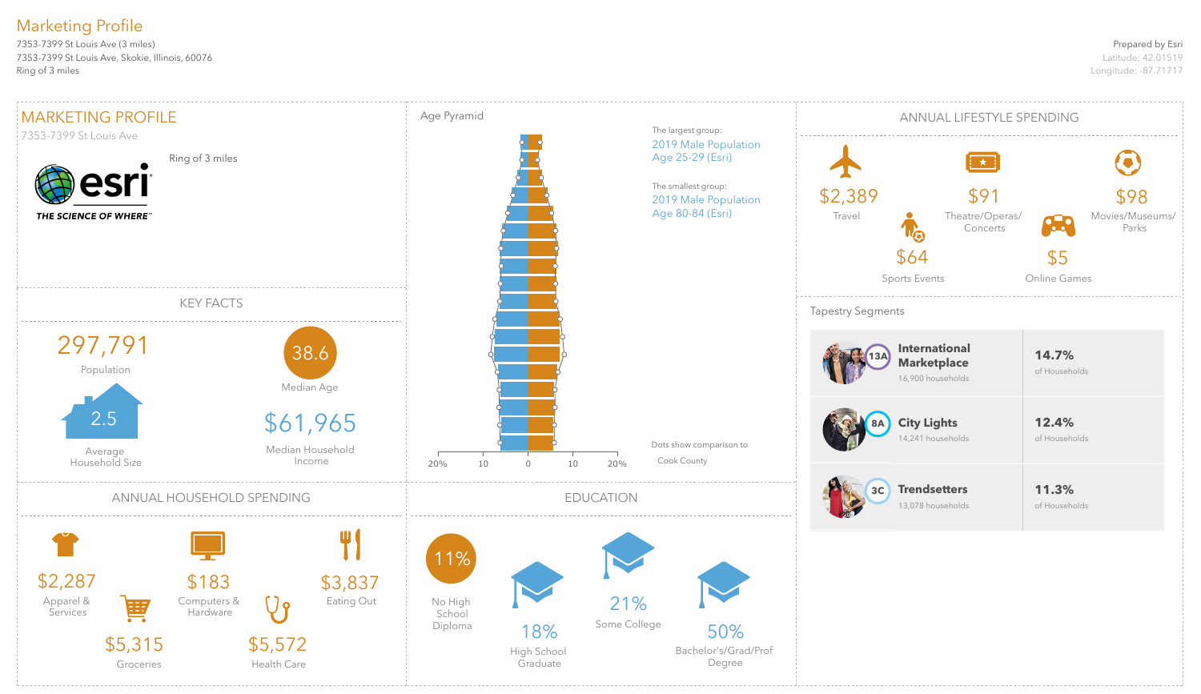# Marketing Profile

7353-7399 St Louis Ave (3 miles)
7353-7399 St Louis Ave, Skokie, Illinois, 60076
Ring of 3 miles

Prepared by Esri
Latitude: 42.01519
Longitude: -87.71717

## MARKETING PROFILE

7353-7399 St Louis Ave

Ring of 3 miles

esri THE SCIENCE OF WHERE

## Age Pyramid

The largest group:
2019 Male Population Age 25-29 (Esri)

The smallest group:
2019 Male Population Age 80-84 (Esri)

20% 10 0 10 20%

Dots show comparison to Cook County

## ANNUAL LIFESTYLE SPENDING

- $2,389 Travel
- $91 Theatre/Operas/Concerts
- $98 Movies/Museums/Parks
- $64 Sports Events
- $5 Online Games

## KEY FACTS

- 297,791 Population
- 38.6 Median Age
- 2.5 Average Household Size
- $61,965 Median Household Income

## Tapestry Segments

| Segment | Households | % of Households |
|---|---|---|
| 13A International Marketplace | 16,900 households | 14.7% of Households |
| 8A City Lights | 14,241 households | 12.4% of Households |
| 3C Trendsetters | 13,078 households | 11.3% of Households |

## ANNUAL HOUSEHOLD SPENDING

- $2,287 Apparel & Services
- $183 Computers & Hardware
- $3,837 Eating Out
- $5,315 Groceries
- $5,572 Health Care

## EDUCATION

- 11% No High School Diploma
- 18% High School Graduate
- 21% Some College
- 50% Bachelor's/Grad/Prof Degree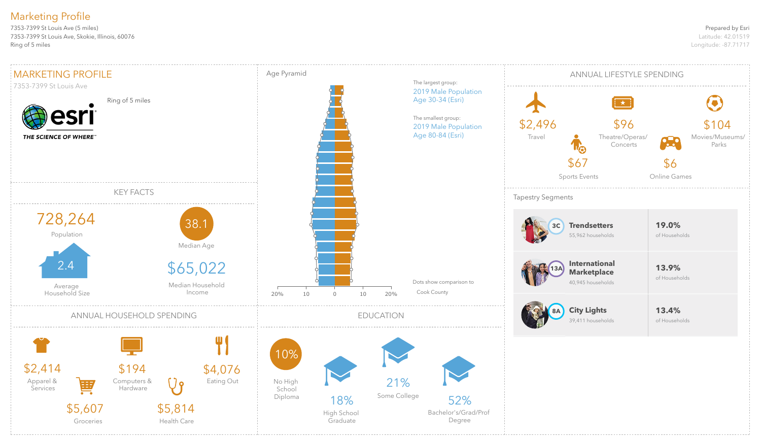# Marketing Profile

7353-7399 St Louis Ave (5 miles)
7353-7399 St Louis Ave, Skokie, Illinois, 60076
Ring of 5 miles

Prepared by Esri
Latitude: 42.01519
Longitude: -87.71717

## MARKETING PROFILE

7353-7399 St Louis Ave

esri
THE SCIENCE OF WHERE™

Ring of 5 miles

## KEY FACTS

728,264
Population

2.4
Average Household Size

38.1
Median Age

$65,022
Median Household Income

## Age Pyramid

The largest group:
2019 Male Population Age 30-34 (Esri)

The smallest group:
2019 Male Population Age 80-84 (Esri)

20% 10 0 10 20%

Dots show comparison to Cook County

## ANNUAL LIFESTYLE SPENDING

$2,496
Travel

$96
Theatre/Operas/Concerts

$104
Movies/Museums/Parks

$67
Sports Events

$6
Online Games

## Tapestry Segments

| Segment | Households | % of Households |
|---|---|---|
| 3C Trendsetters | 55,962 households | 19.0% of Households |
| 13A International Marketplace | 40,945 households | 13.9% of Households |
| 8A City Lights | 39,411 households | 13.4% of Households |

## ANNUAL HOUSEHOLD SPENDING

$2,414
Apparel & Services

$194
Computers & Hardware

$4,076
Eating Out

$5,607
Groceries

$5,814
Health Care

## EDUCATION

10%
No High School Diploma

18%
High School Graduate

21%
Some College

52%
Bachelor's/Grad/Prof Degree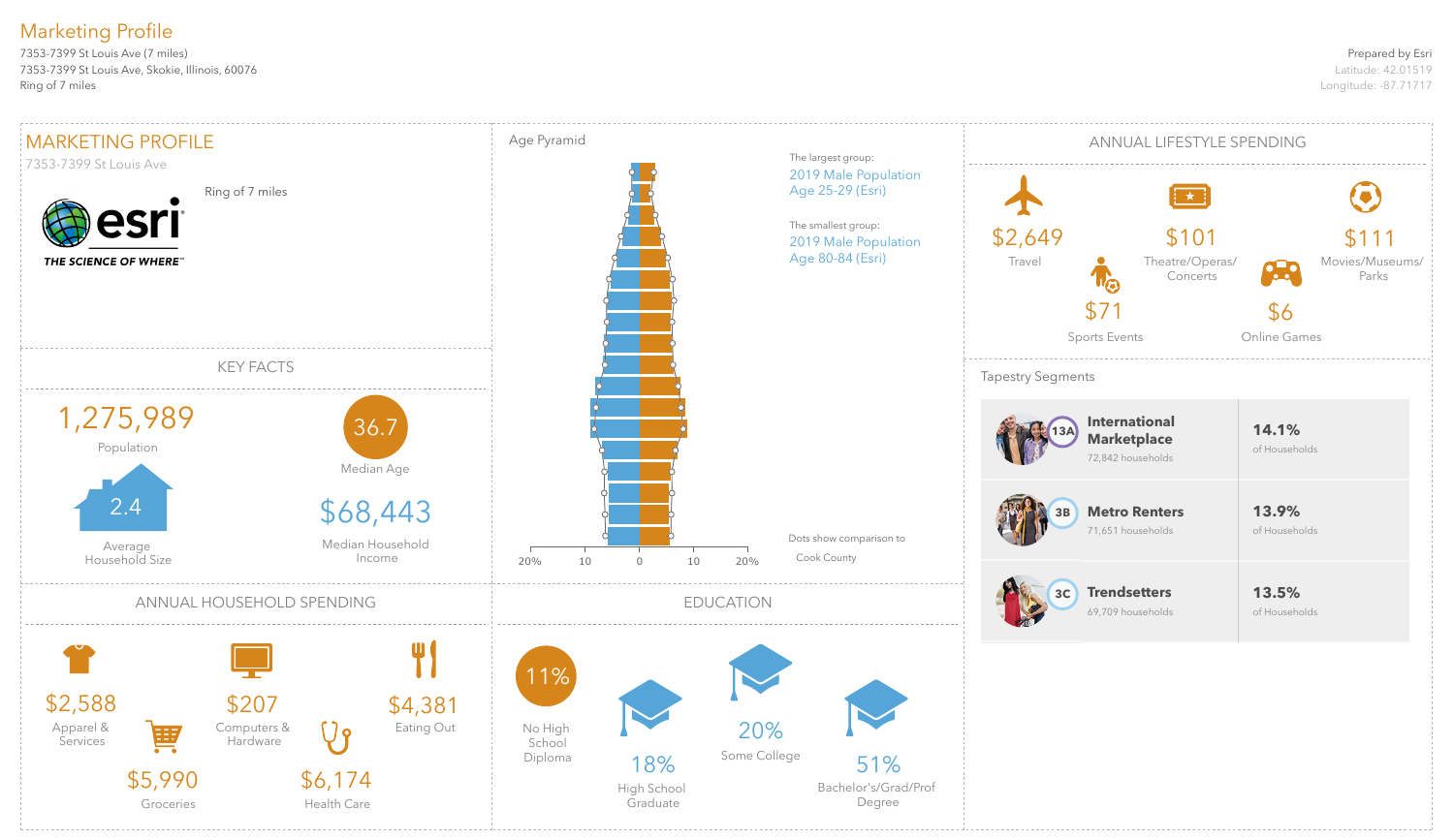# Marketing Profile

7353-7399 St Louis Ave (7 miles)
7353-7399 St Louis Ave, Skokie, Illinois, 60076
Ring of 7 miles

Prepared by Esri
Latitude: 42.01519
Longitude: -87.71717

## MARKETING PROFILE

7353-7399 St Louis Ave

Ring of 7 miles

esri
THE SCIENCE OF WHERE™

## KEY FACTS

1,275,989
Population

36.7
Median Age

2.4
Average Household Size

$68,443
Median Household Income

## Age Pyramid

The largest group:
2019 Male Population Age 25-29 (Esri)

The smallest group:
2019 Male Population Age 80-84 (Esri)

Dots show comparison to Cook County

20% 10 0 10 20%

## ANNUAL LIFESTYLE SPENDING

- $2,649 — Travel
- $101 — Theatre/Operas/Concerts
- $111 — Movies/Museums/Parks
- $71 — Sports Events
- $6 — Online Games

## Tapestry Segments

| Segment | Households | % of Households |
|---|---|---|
| 13A International Marketplace | 72,842 households | 14.1% of Households |
| 3B Metro Renters | 71,651 households | 13.9% of Households |
| 3C Trendsetters | 69,709 households | 13.5% of Households |

## ANNUAL HOUSEHOLD SPENDING

- $2,588 — Apparel & Services
- $207 — Computers & Hardware
- $4,381 — Eating Out
- $5,990 — Groceries
- $6,174 — Health Care

## EDUCATION

- 11% — No High School Diploma
- 18% — High School Graduate
- 20% — Some College
- 51% — Bachelor's/Grad/Prof Degree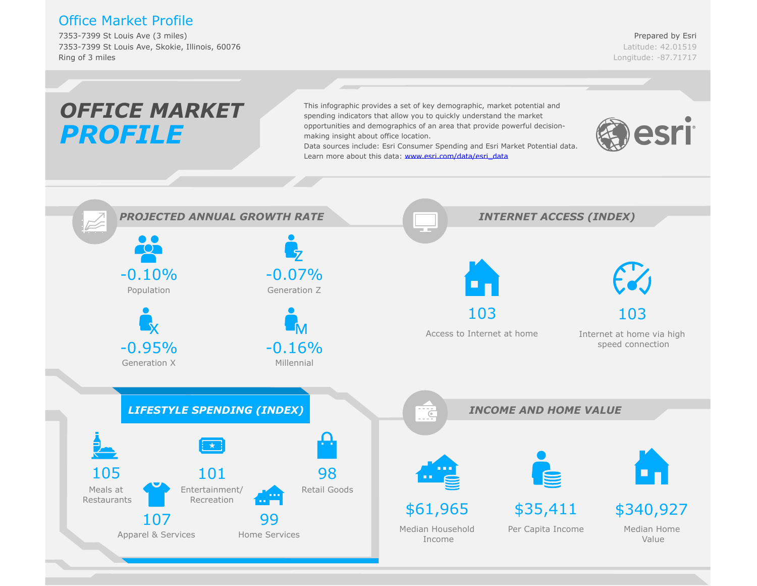# Office Market Profile

7353-7399 St Louis Ave (3 miles)
7353-7399 St Louis Ave, Skokie, Illinois, 60076
Ring of 3 miles

Prepared by Esri
Latitude: 42.01519
Longitude: -87.71717

## OFFICE MARKET PROFILE

This infographic provides a set of key demographic, market potential and spending indicators that allow you to quickly understand the market opportunities and demographics of an area that provide powerful decision-making insight about office location.
Data sources include: Esri Consumer Spending and Esri Market Potential data.
Learn more about this data: www.esri.com/data/esri_data

### PROJECTED ANNUAL GROWTH RATE

| Value | Category |
|---|---|
| -0.10% | Population |
| -0.07% | Generation Z |
| -0.95% | Generation X |
| -0.16% | Millennial |

### INTERNET ACCESS (INDEX)

| Value | Category |
|---|---|
| 103 | Access to Internet at home |
| 103 | Internet at home via high speed connection |

### LIFESTYLE SPENDING (INDEX)

| Value | Category |
|---|---|
| 105 | Meals at Restaurants |
| 101 | Entertainment/ Recreation |
| 98 | Retail Goods |
| 107 | Apparel & Services |
| 99 | Home Services |

### INCOME AND HOME VALUE

| Value | Category |
|---|---|
| $61,965 | Median Household Income |
| $35,411 | Per Capita Income |
| $340,927 | Median Home Value |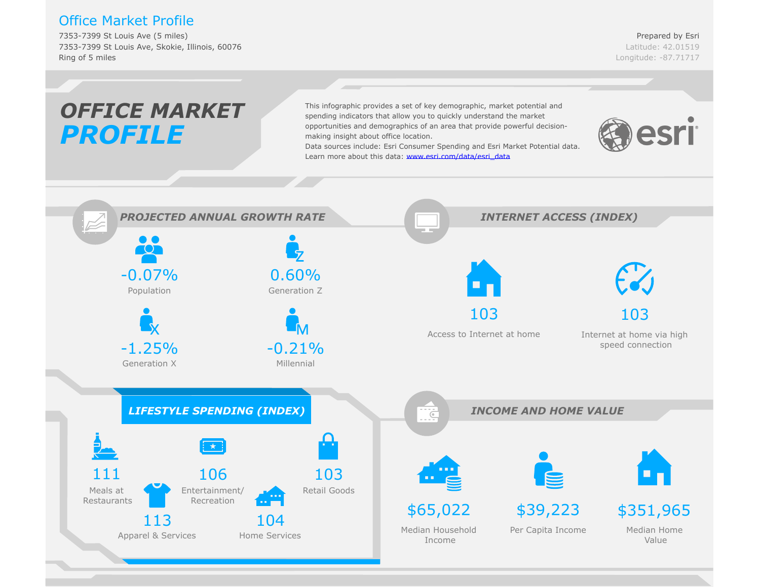# Office Market Profile

7353-7399 St Louis Ave (5 miles)
7353-7399 St Louis Ave, Skokie, Illinois, 60076
Ring of 5 miles

Prepared by Esri
Latitude: 42.01519
Longitude: -87.71717

## OFFICE MARKET ***PROFILE***

This infographic provides a set of key demographic, market potential and spending indicators that allow you to quickly understand the market opportunities and demographics of an area that provide powerful decision-making insight about office location.
Data sources include: Esri Consumer Spending and Esri Market Potential data.
Learn more about this data: www.esri.com/data/esri_data

### PROJECTED ANNUAL GROWTH RATE

- -0.07% Population
- 0.60% Generation Z
- -1.25% Generation X
- -0.21% Millennial

### INTERNET ACCESS (INDEX)

- 103 Access to Internet at home
- 103 Internet at home via high speed connection

### LIFESTYLE SPENDING (INDEX)

- 111 Meals at Restaurants
- 106 Entertainment/ Recreation
- 103 Retail Goods
- 113 Apparel & Services
- 104 Home Services

### INCOME AND HOME VALUE

- $65,022 Median Household Income
- $39,223 Per Capita Income
- $351,965 Median Home Value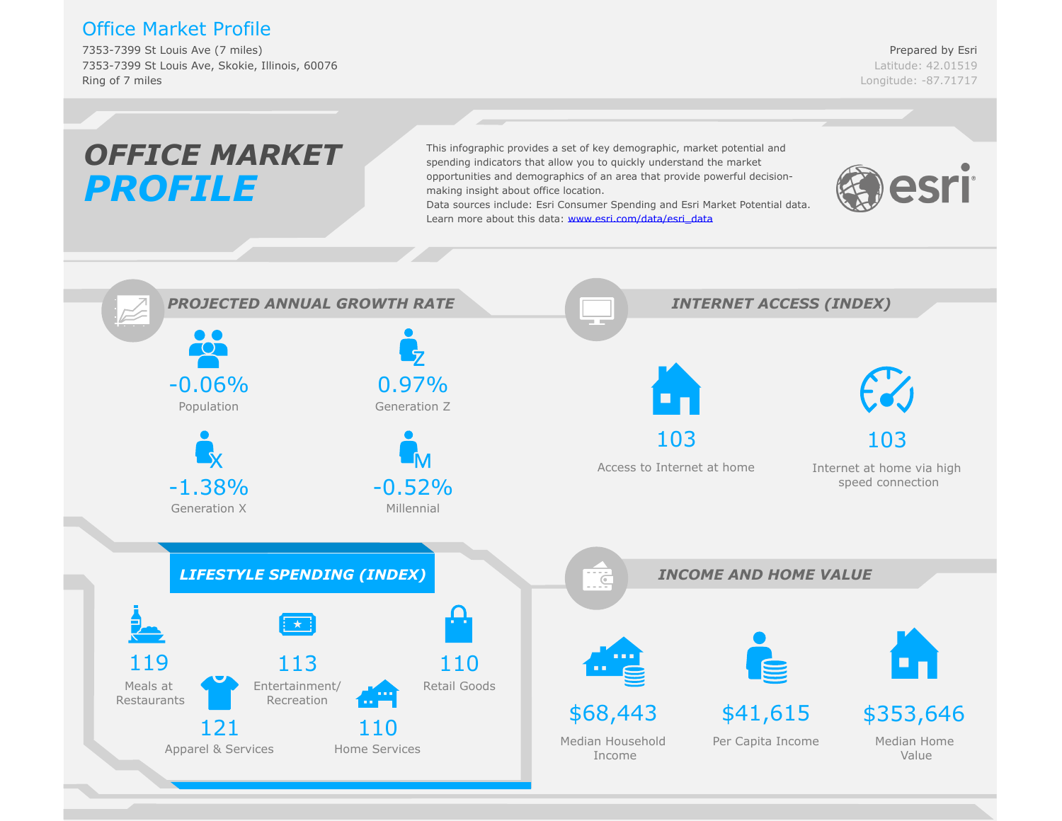# Office Market Profile

7353-7399 St Louis Ave (7 miles)
7353-7399 St Louis Ave, Skokie, Illinois, 60076
Ring of 7 miles

Prepared by Esri
Latitude: 42.01519
Longitude: -87.71717

## OFFICE MARKET PROFILE

This infographic provides a set of key demographic, market potential and spending indicators that allow you to quickly understand the market opportunities and demographics of an area that provide powerful decision-making insight about office location.
Data sources include: Esri Consumer Spending and Esri Market Potential data.
Learn more about this data: www.esri.com/data/esri_data

esri

### PROJECTED ANNUAL GROWTH RATE

- -0.06% Population
- 0.97% Generation Z
- -1.38% Generation X
- -0.52% Millennial

### INTERNET ACCESS (INDEX)

- 103 Access to Internet at home
- 103 Internet at home via high speed connection

### LIFESTYLE SPENDING (INDEX)

- 119 Meals at Restaurants
- 113 Entertainment/ Recreation
- 110 Retail Goods
- 121 Apparel & Services
- 110 Home Services

### INCOME AND HOME VALUE

- $68,443 Median Household Income
- $41,615 Per Capita Income
- $353,646 Median Home Value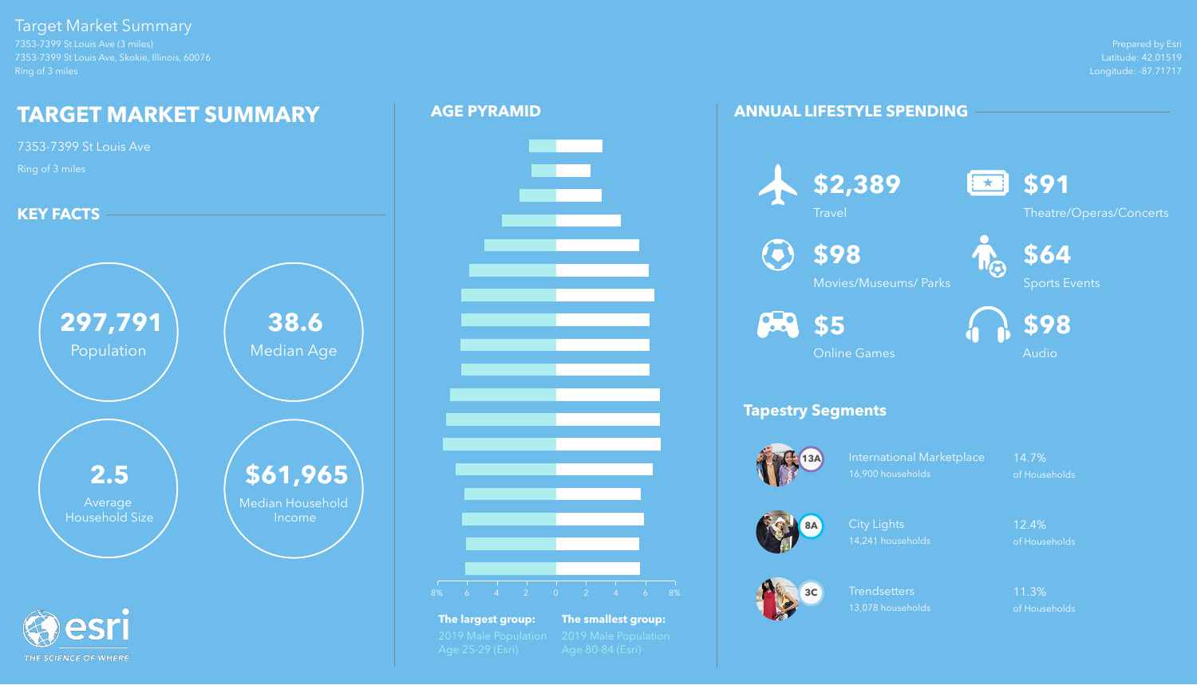Target Market Summary

7353-7399 St Louis Ave (3 miles)
7353-7399 St Louis Ave, Skokie, Illinois, 60076
Ring of 3 miles

Prepared by Esri
Latitude: 42.01519
Longitude: -87.71717

# TARGET MARKET SUMMARY

7353-7399 St Louis Ave

Ring of 3 miles

## KEY FACTS

**297,791**
Population

**38.6**
Median Age

**2.5**
Average Household Size

**$61,965**
Median Household Income

## AGE PYRAMID

**The largest group:** 2019 Male Population Age 25-29 (Esri)

**The smallest group:** 2019 Male Population Age 80-84 (Esri)

## ANNUAL LIFESTYLE SPENDING

| Amount | Category |
| --- | --- |
| $2,389 | Travel |
| $91 | Theatre/Operas/Concerts |
| $98 | Movies/Museums/ Parks |
| $64 | Sports Events |
| $5 | Online Games |
| $98 | Audio |

## Tapestry Segments

| Code | Segment | Households | % of Households |
| --- | --- | --- | --- |
| 13A | International Marketplace | 16,900 households | 14.7% of Households |
| 8A | City Lights | 14,241 households | 12.4% of Households |
| 3C | Trendsetters | 13,078 households | 11.3% of Households |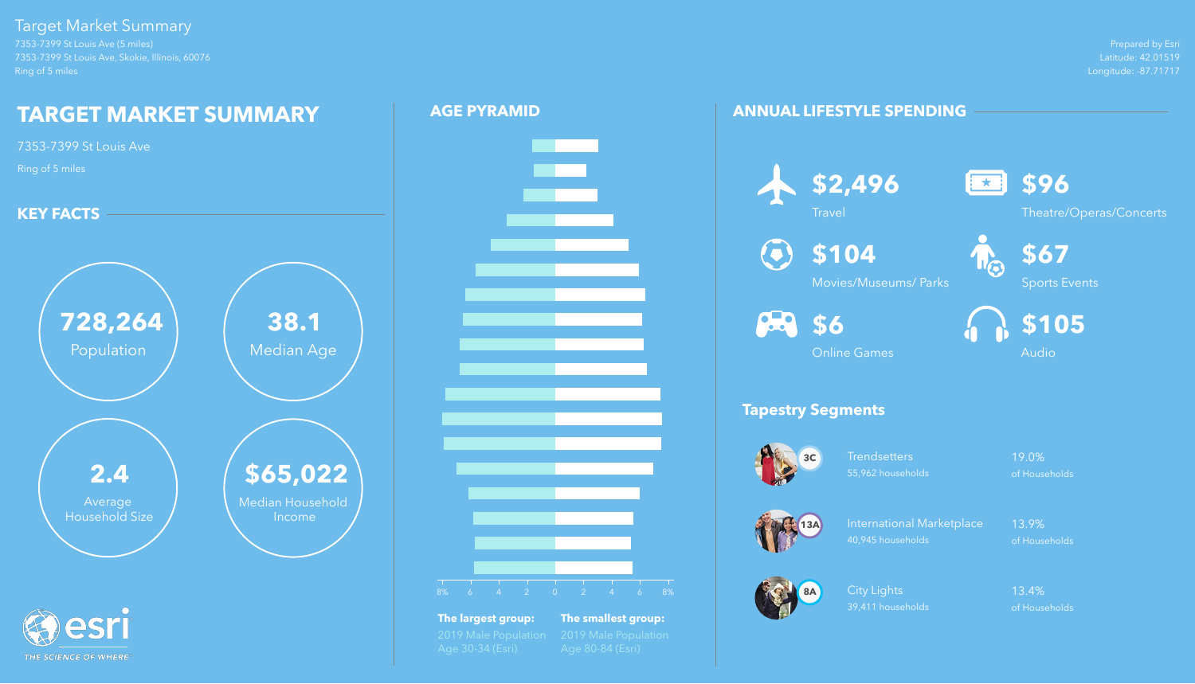Target Market Summary
7353-7399 St Louis Ave (5 miles)
7353-7399 St Louis Ave, Skokie, Illinois, 60076
Ring of 5 miles

Prepared by Esri
Latitude: 42.01519
Longitude: -87.71717

# TARGET MARKET SUMMARY

7353-7399 St Louis Ave

Ring of 5 miles

## KEY FACTS

**728,264**
Population

**38.1**
Median Age

**2.4**
Average Household Size

**$65,022**
Median Household Income

## AGE PYRAMID

8% 6 4 2 0 2 4 6 8%

**The largest group:**
2019 Male Population Age 30-34 (Esri)

**The smallest group:**
2019 Male Population Age 80-84 (Esri)

## ANNUAL LIFESTYLE SPENDING

**$2,496**
Travel

**$96**
Theatre/Operas/Concerts

**$104**
Movies/Museums/ Parks

**$67**
Sports Events

**$6**
Online Games

**$105**
Audio

### Tapestry Segments

| Segment | Name | Households | Share |
|---|---|---|---|
| 3C | Trendsetters | 55,962 households | 19.0% of Households |
| 13A | International Marketplace | 40,945 households | 13.9% of Households |
| 8A | City Lights | 39,411 households | 13.4% of Households |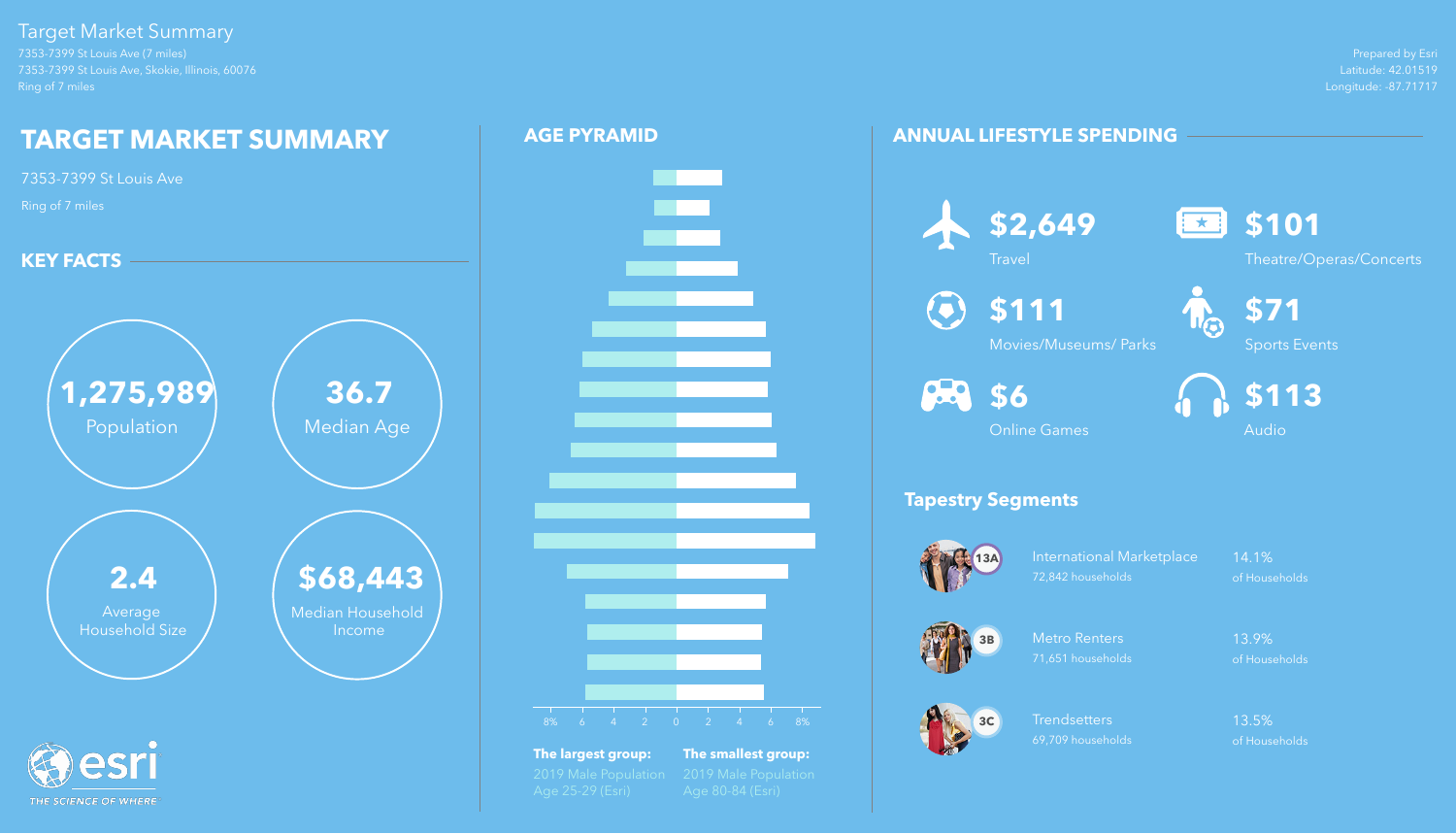Target Market Summary
7353-7399 St Louis Ave (7 miles)
7353-7399 St Louis Ave, Skokie, Illinois, 60076
Ring of 7 miles

Prepared by Esri
Latitude: 42.01519
Longitude: -87.71717

# TARGET MARKET SUMMARY

7353-7399 St Louis Ave

Ring of 7 miles

## KEY FACTS

**1,275,989**
Population

**36.7**
Median Age

**2.4**
Average Household Size

**$68,443**
Median Household Income

esri
THE SCIENCE OF WHERE

## AGE PYRAMID

8% 6 4 2 0 2 4 6 8%

**The largest group:** 2019 Male Population Age 25-29 (Esri)

**The smallest group:** 2019 Male Population Age 80-84 (Esri)

## ANNUAL LIFESTYLE SPENDING

**$2,649**
Travel

**$101**
Theatre/Operas/Concerts

**$111**
Movies/Museums/ Parks

**$71**
Sports Events

**$6**
Online Games

**$113**
Audio

### Tapestry Segments

| | | |
|---|---|---|
| 13A | International Marketplace<br>72,842 households | 14.1%<br>of Households |
| 3B | Metro Renters<br>71,651 households | 13.9%<br>of Households |
| 3C | Trendsetters<br>69,709 households | 13.5%<br>of Households |